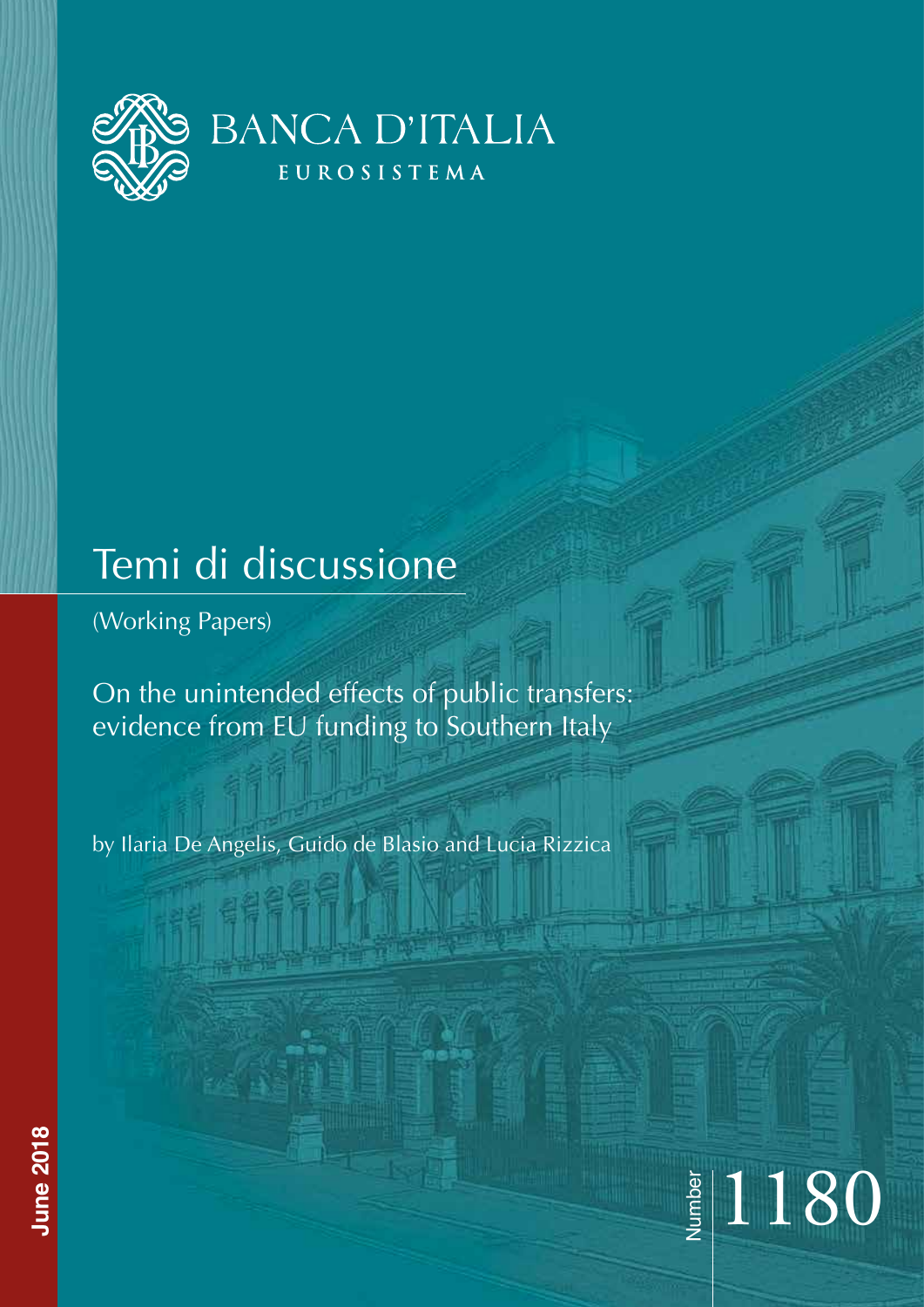BANCA D'ITALIA

EUROSISTEMA

# Temi di discussione

(Working Papers)

## On the unintended effects of public transfers: evidence from EU funding to Southern Italy

by Ilaria De Angelis, Guido de Blasio and Lucia Rizzica

June 2018

Number 1180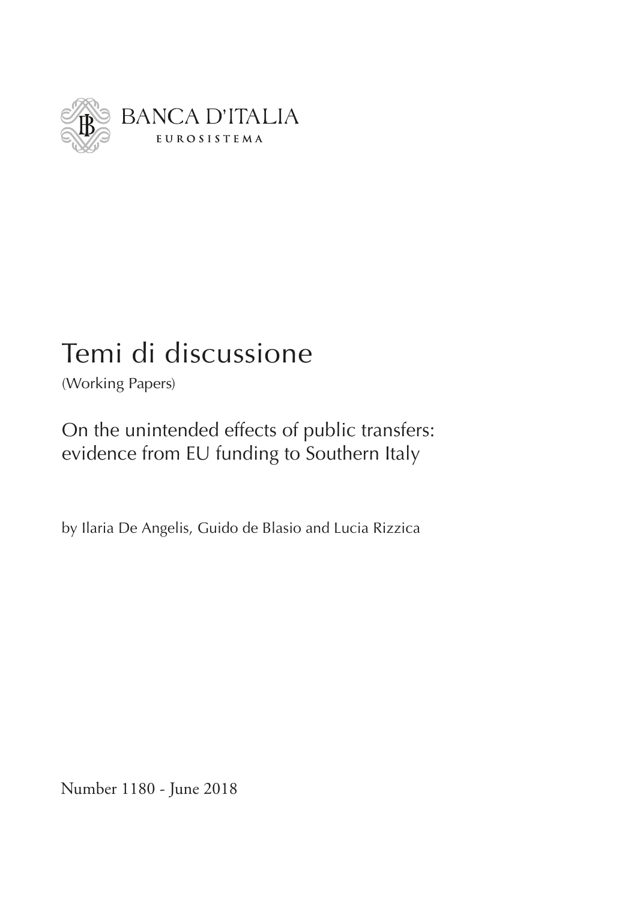BANCA D'ITALIA

EUROSISTEMA

# Temi di discussione

(Working Papers)

## On the unintended effects of public transfers: evidence from EU funding to Southern Italy

by Ilaria De Angelis, Guido de Blasio and Lucia Rizzica

Number 1180 - June 2018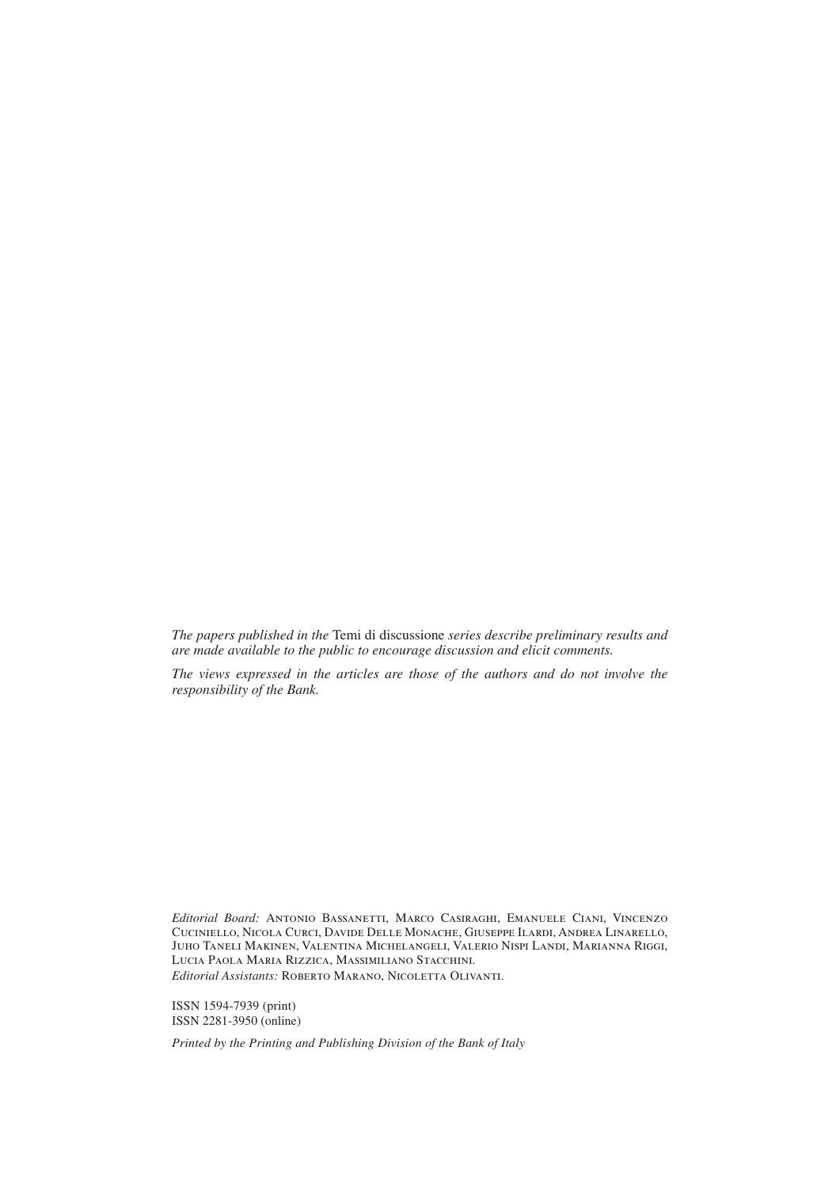*The papers published in the* Temi di discussione *series describe preliminary results and are made available to the public to encourage discussion and elicit comments.*

*The views expressed in the articles are those of the authors and do not involve the responsibility of the Bank.*

*Editorial Board:* Antonio Bassanetti, Marco Casiraghi, Emanuele Ciani, Vincenzo Cuciniello, Nicola Curci, Davide Delle Monache, Giuseppe Ilardi, Andrea Linarello, Juho Taneli Makinen, Valentina Michelangeli, Valerio Nispi Landi, Marianna Riggi, Lucia Paola Maria Rizzica, Massimiliano Stacchini.
*Editorial Assistants:* Roberto Marano, Nicoletta Olivanti.

ISSN 1594-7939 (print)
ISSN 2281-3950 (online)

*Printed by the Printing and Publishing Division of the Bank of Italy*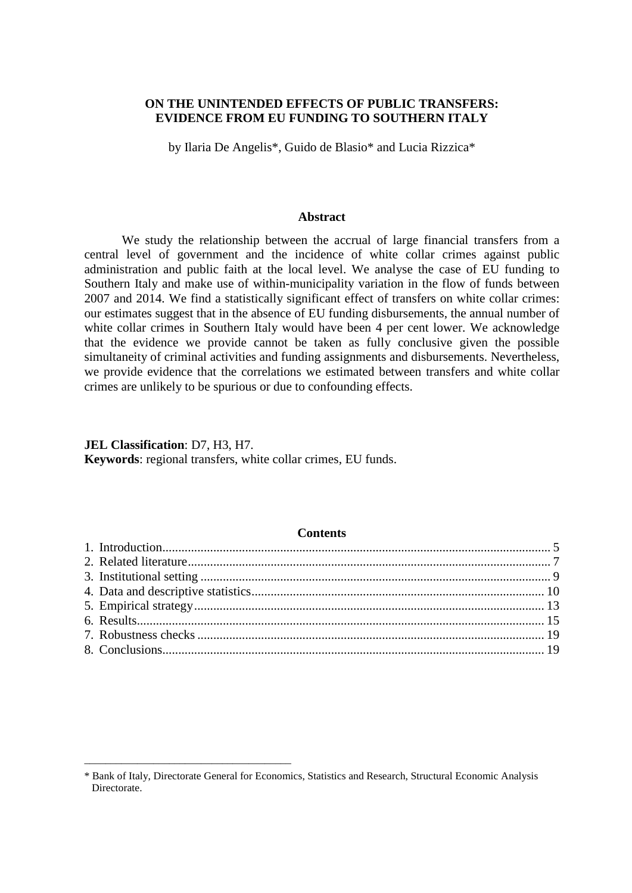# ON THE UNINTENDED EFFECTS OF PUBLIC TRANSFERS: EVIDENCE FROM EU FUNDING TO SOUTHERN ITALY

by Ilaria De Angelis*, Guido de Blasio* and Lucia Rizzica*

## Abstract

We study the relationship between the accrual of large financial transfers from a central level of government and the incidence of white collar crimes against public administration and public faith at the local level. We analyse the case of EU funding to Southern Italy and make use of within-municipality variation in the flow of funds between 2007 and 2014. We find a statistically significant effect of transfers on white collar crimes: our estimates suggest that in the absence of EU funding disbursements, the annual number of white collar crimes in Southern Italy would have been 4 per cent lower. We acknowledge that the evidence we provide cannot be taken as fully conclusive given the possible simultaneity of criminal activities and funding assignments and disbursements. Nevertheless, we provide evidence that the correlations we estimated between transfers and white collar crimes are unlikely to be spurious or due to confounding effects.

**JEL Classification**: D7, H3, H7.
**Keywords**: regional transfers, white collar crimes, EU funds.

## Contents

1. Introduction ........ 5
2. Related literature ........ 7
3. Institutional setting ........ 9
4. Data and descriptive statistics ........ 10
5. Empirical strategy ........ 13
6. Results ........ 15
7. Robustness checks ........ 19
8. Conclusions ........ 19

---

* Bank of Italy, Directorate General for Economics, Statistics and Research, Structural Economic Analysis Directorate.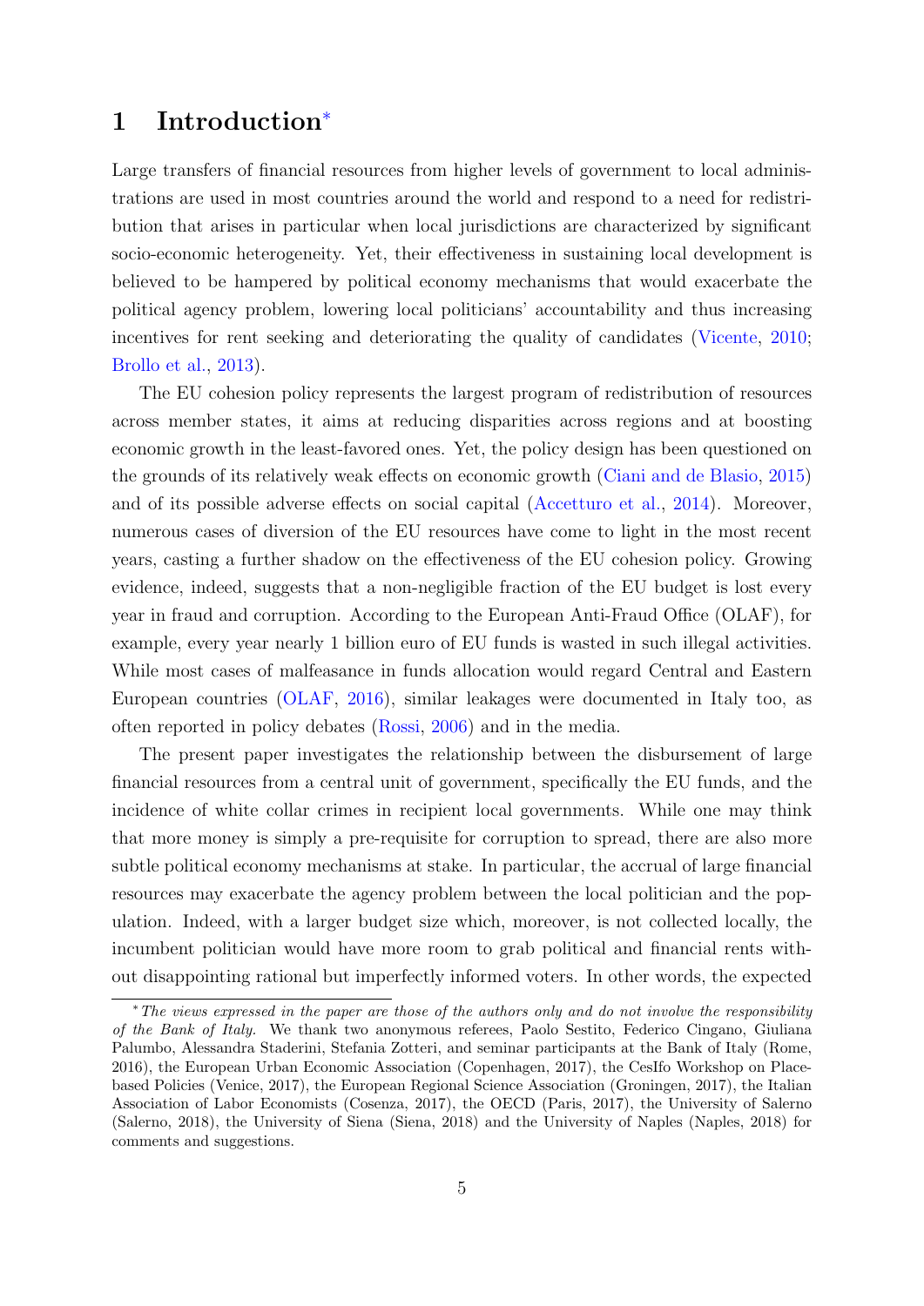# 1 Introduction[*]

Large transfers of financial resources from higher levels of government to local administrations are used in most countries around the world and respond to a need for redistribution that arises in particular when local jurisdictions are characterized by significant socio-economic heterogeneity. Yet, their effectiveness in sustaining local development is believed to be hampered by political economy mechanisms that would exacerbate the political agency problem, lowering local politicians' accountability and thus increasing incentives for rent seeking and deteriorating the quality of candidates (Vicente, 2010; Brollo et al., 2013).

The EU cohesion policy represents the largest program of redistribution of resources across member states, it aims at reducing disparities across regions and at boosting economic growth in the least-favored ones. Yet, the policy design has been questioned on the grounds of its relatively weak effects on economic growth (Ciani and de Blasio, 2015) and of its possible adverse effects on social capital (Accetturo et al., 2014). Moreover, numerous cases of diversion of the EU resources have come to light in the most recent years, casting a further shadow on the effectiveness of the EU cohesion policy. Growing evidence, indeed, suggests that a non-negligible fraction of the EU budget is lost every year in fraud and corruption. According to the European Anti-Fraud Office (OLAF), for example, every year nearly 1 billion euro of EU funds is wasted in such illegal activities. While most cases of malfeasance in funds allocation would regard Central and Eastern European countries (OLAF, 2016), similar leakages were documented in Italy too, as often reported in policy debates (Rossi, 2006) and in the media.

The present paper investigates the relationship between the disbursement of large financial resources from a central unit of government, specifically the EU funds, and the incidence of white collar crimes in recipient local governments. While one may think that more money is simply a pre-requisite for corruption to spread, there are also more subtle political economy mechanisms at stake. In particular, the accrual of large financial resources may exacerbate the agency problem between the local politician and the population. Indeed, with a larger budget size which, moreover, is not collected locally, the incumbent politician would have more room to grab political and financial rents without disappointing rational but imperfectly informed voters. In other words, the expected

[*] *The views expressed in the paper are those of the authors only and do not involve the responsibility of the Bank of Italy.* We thank two anonymous referees, Paolo Sestito, Federico Cingano, Giuliana Palumbo, Alessandra Staderini, Stefania Zotteri, and seminar participants at the Bank of Italy (Rome, 2016), the European Urban Economic Association (Copenhagen, 2017), the CesIfo Workshop on Place-based Policies (Venice, 2017), the European Regional Science Association (Groningen, 2017), the Italian Association of Labor Economists (Cosenza, 2017), the OECD (Paris, 2017), the University of Salerno (Salerno, 2018), the University of Siena (Siena, 2018) and the University of Naples (Naples, 2018) for comments and suggestions.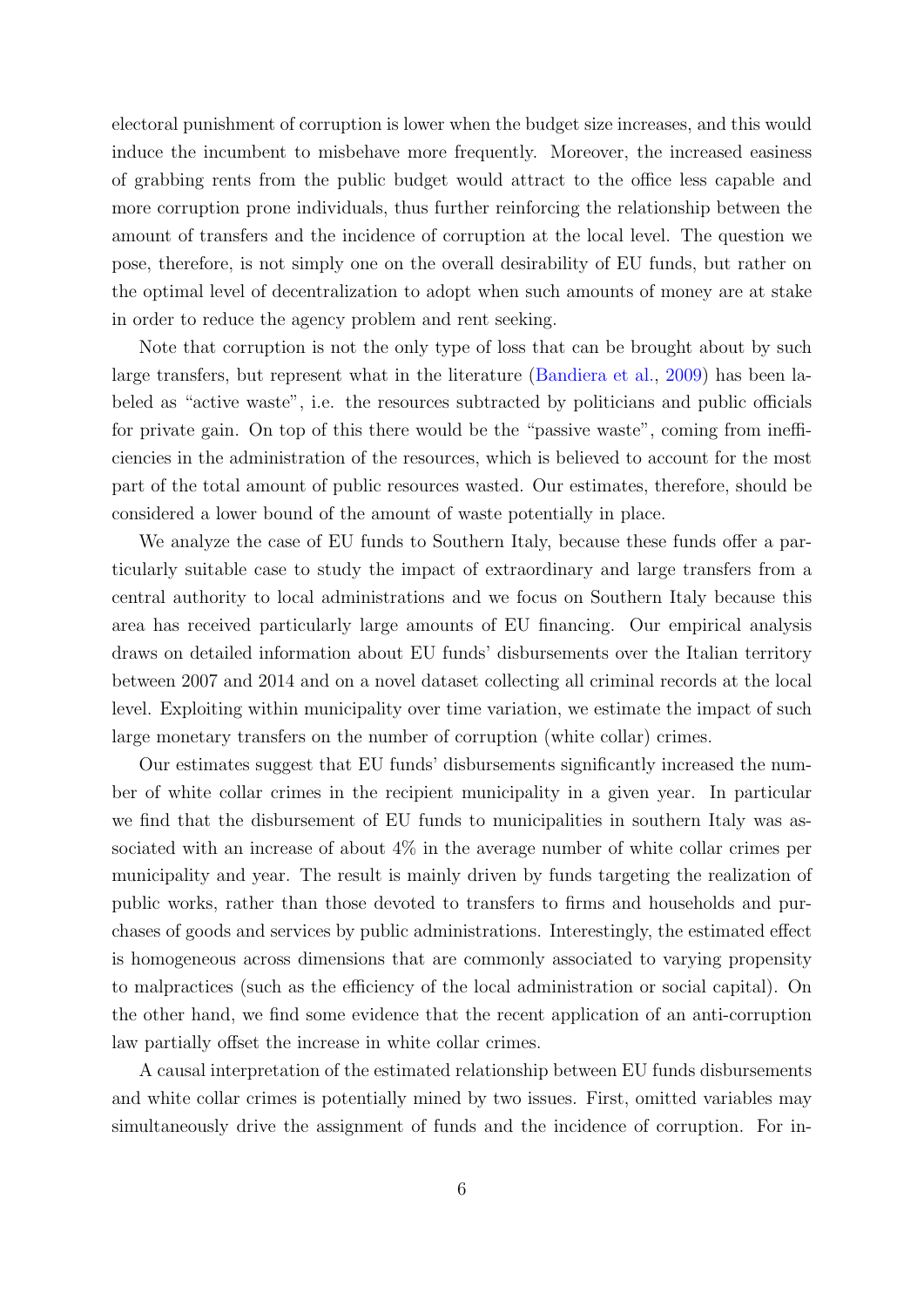electoral punishment of corruption is lower when the budget size increases, and this would induce the incumbent to misbehave more frequently. Moreover, the increased easiness of grabbing rents from the public budget would attract to the office less capable and more corruption prone individuals, thus further reinforcing the relationship between the amount of transfers and the incidence of corruption at the local level. The question we pose, therefore, is not simply one on the overall desirability of EU funds, but rather on the optimal level of decentralization to adopt when such amounts of money are at stake in order to reduce the agency problem and rent seeking.

Note that corruption is not the only type of loss that can be brought about by such large transfers, but represent what in the literature (Bandiera et al., 2009) has been labeled as "active waste", i.e. the resources subtracted by politicians and public officials for private gain. On top of this there would be the "passive waste", coming from inefficiencies in the administration of the resources, which is believed to account for the most part of the total amount of public resources wasted. Our estimates, therefore, should be considered a lower bound of the amount of waste potentially in place.

We analyze the case of EU funds to Southern Italy, because these funds offer a particularly suitable case to study the impact of extraordinary and large transfers from a central authority to local administrations and we focus on Southern Italy because this area has received particularly large amounts of EU financing. Our empirical analysis draws on detailed information about EU funds' disbursements over the Italian territory between 2007 and 2014 and on a novel dataset collecting all criminal records at the local level. Exploiting within municipality over time variation, we estimate the impact of such large monetary transfers on the number of corruption (white collar) crimes.

Our estimates suggest that EU funds' disbursements significantly increased the number of white collar crimes in the recipient municipality in a given year. In particular we find that the disbursement of EU funds to municipalities in southern Italy was associated with an increase of about 4% in the average number of white collar crimes per municipality and year. The result is mainly driven by funds targeting the realization of public works, rather than those devoted to transfers to firms and households and purchases of goods and services by public administrations. Interestingly, the estimated effect is homogeneous across dimensions that are commonly associated to varying propensity to malpractices (such as the efficiency of the local administration or social capital). On the other hand, we find some evidence that the recent application of an anti-corruption law partially offset the increase in white collar crimes.

A causal interpretation of the estimated relationship between EU funds disbursements and white collar crimes is potentially mined by two issues. First, omitted variables may simultaneously drive the assignment of funds and the incidence of corruption. For in-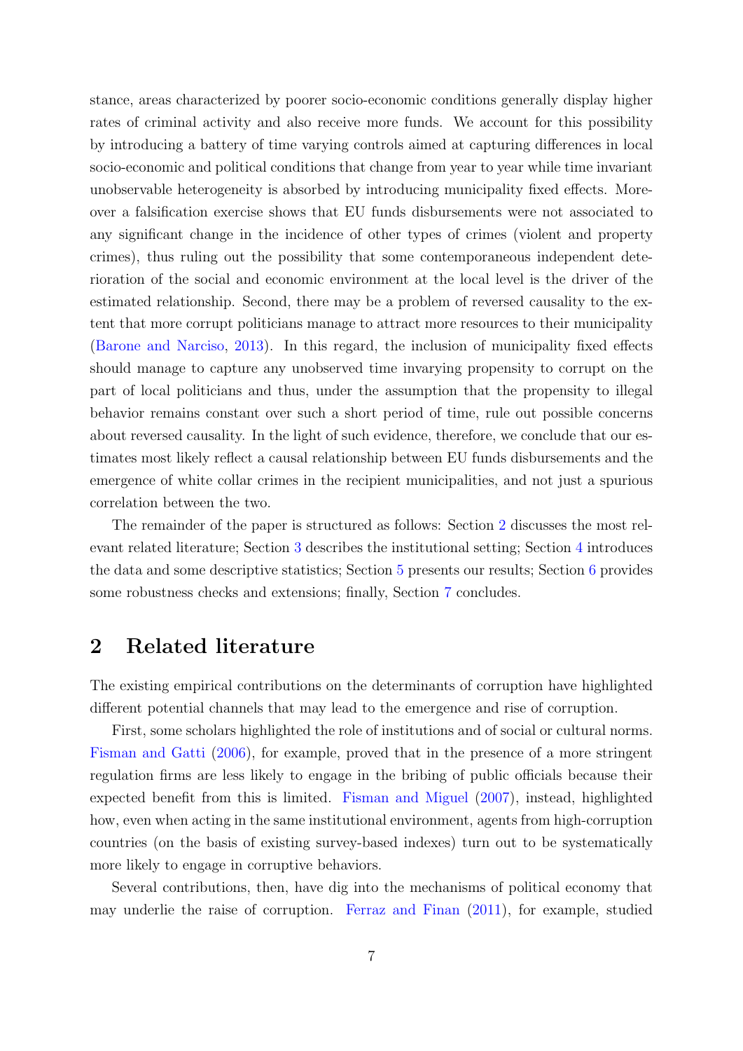stance, areas characterized by poorer socio-economic conditions generally display higher rates of criminal activity and also receive more funds. We account for this possibility by introducing a battery of time varying controls aimed at capturing differences in local socio-economic and political conditions that change from year to year while time invariant unobservable heterogeneity is absorbed by introducing municipality fixed effects. Moreover a falsification exercise shows that EU funds disbursements were not associated to any significant change in the incidence of other types of crimes (violent and property crimes), thus ruling out the possibility that some contemporaneous independent deterioration of the social and economic environment at the local level is the driver of the estimated relationship. Second, there may be a problem of reversed causality to the extent that more corrupt politicians manage to attract more resources to their municipality (Barone and Narciso, 2013). In this regard, the inclusion of municipality fixed effects should manage to capture any unobserved time invarying propensity to corrupt on the part of local politicians and thus, under the assumption that the propensity to illegal behavior remains constant over such a short period of time, rule out possible concerns about reversed causality. In the light of such evidence, therefore, we conclude that our estimates most likely reflect a causal relationship between EU funds disbursements and the emergence of white collar crimes in the recipient municipalities, and not just a spurious correlation between the two.

The remainder of the paper is structured as follows: Section 2 discusses the most relevant related literature; Section 3 describes the institutional setting; Section 4 introduces the data and some descriptive statistics; Section 5 presents our results; Section 6 provides some robustness checks and extensions; finally, Section 7 concludes.

## 2 Related literature

The existing empirical contributions on the determinants of corruption have highlighted different potential channels that may lead to the emergence and rise of corruption.

First, some scholars highlighted the role of institutions and of social or cultural norms. Fisman and Gatti (2006), for example, proved that in the presence of a more stringent regulation firms are less likely to engage in the bribing of public officials because their expected benefit from this is limited. Fisman and Miguel (2007), instead, highlighted how, even when acting in the same institutional environment, agents from high-corruption countries (on the basis of existing survey-based indexes) turn out to be systematically more likely to engage in corruptive behaviors.

Several contributions, then, have dig into the mechanisms of political economy that may underlie the raise of corruption. Ferraz and Finan (2011), for example, studied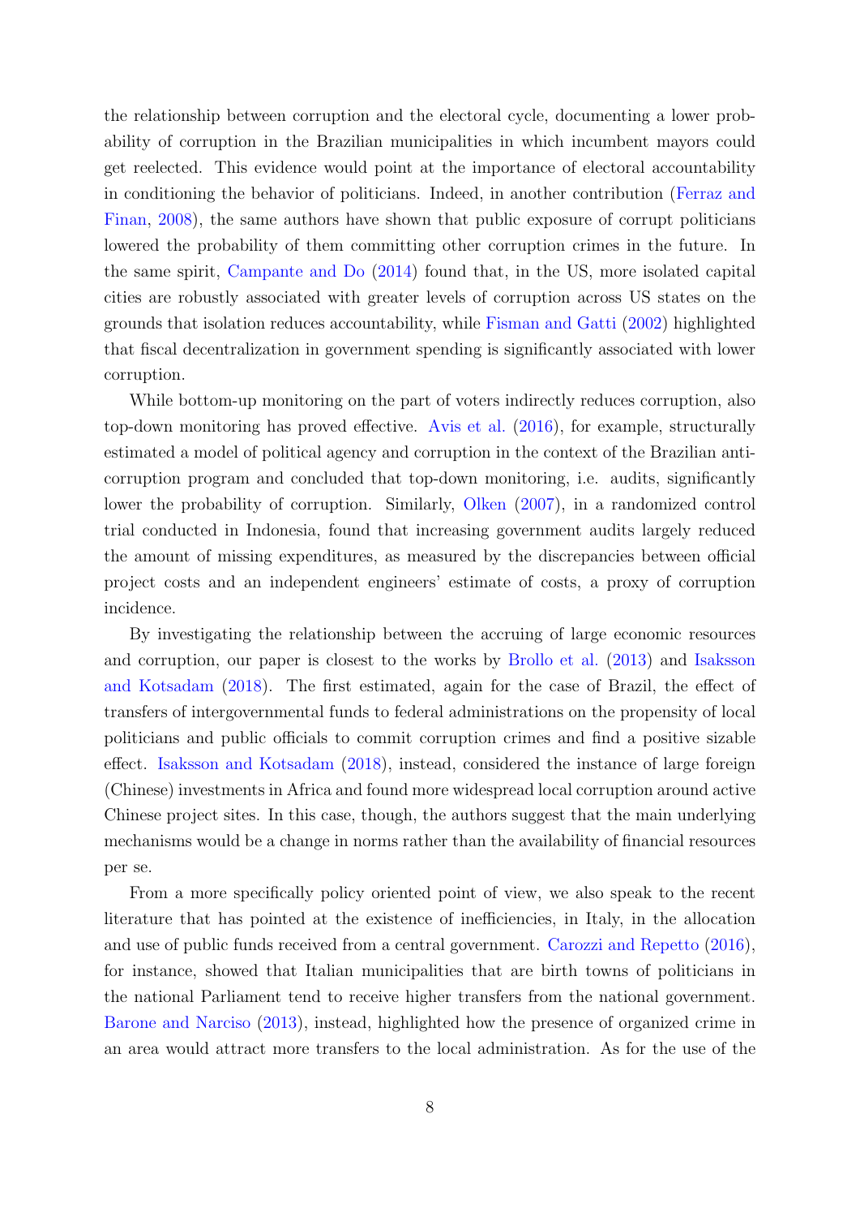the relationship between corruption and the electoral cycle, documenting a lower probability of corruption in the Brazilian municipalities in which incumbent mayors could get reelected. This evidence would point at the importance of electoral accountability in conditioning the behavior of politicians. Indeed, in another contribution (Ferraz and Finan, 2008), the same authors have shown that public exposure of corrupt politicians lowered the probability of them committing other corruption crimes in the future. In the same spirit, Campante and Do (2014) found that, in the US, more isolated capital cities are robustly associated with greater levels of corruption across US states on the grounds that isolation reduces accountability, while Fisman and Gatti (2002) highlighted that fiscal decentralization in government spending is significantly associated with lower corruption.

While bottom-up monitoring on the part of voters indirectly reduces corruption, also top-down monitoring has proved effective. Avis et al. (2016), for example, structurally estimated a model of political agency and corruption in the context of the Brazilian anti-corruption program and concluded that top-down monitoring, i.e. audits, significantly lower the probability of corruption. Similarly, Olken (2007), in a randomized control trial conducted in Indonesia, found that increasing government audits largely reduced the amount of missing expenditures, as measured by the discrepancies between official project costs and an independent engineers' estimate of costs, a proxy of corruption incidence.

By investigating the relationship between the accruing of large economic resources and corruption, our paper is closest to the works by Brollo et al. (2013) and Isaksson and Kotsadam (2018). The first estimated, again for the case of Brazil, the effect of transfers of intergovernmental funds to federal administrations on the propensity of local politicians and public officials to commit corruption crimes and find a positive sizable effect. Isaksson and Kotsadam (2018), instead, considered the instance of large foreign (Chinese) investments in Africa and found more widespread local corruption around active Chinese project sites. In this case, though, the authors suggest that the main underlying mechanisms would be a change in norms rather than the availability of financial resources per se.

From a more specifically policy oriented point of view, we also speak to the recent literature that has pointed at the existence of inefficiencies, in Italy, in the allocation and use of public funds received from a central government. Carozzi and Repetto (2016), for instance, showed that Italian municipalities that are birth towns of politicians in the national Parliament tend to receive higher transfers from the national government. Barone and Narciso (2013), instead, highlighted how the presence of organized crime in an area would attract more transfers to the local administration. As for the use of the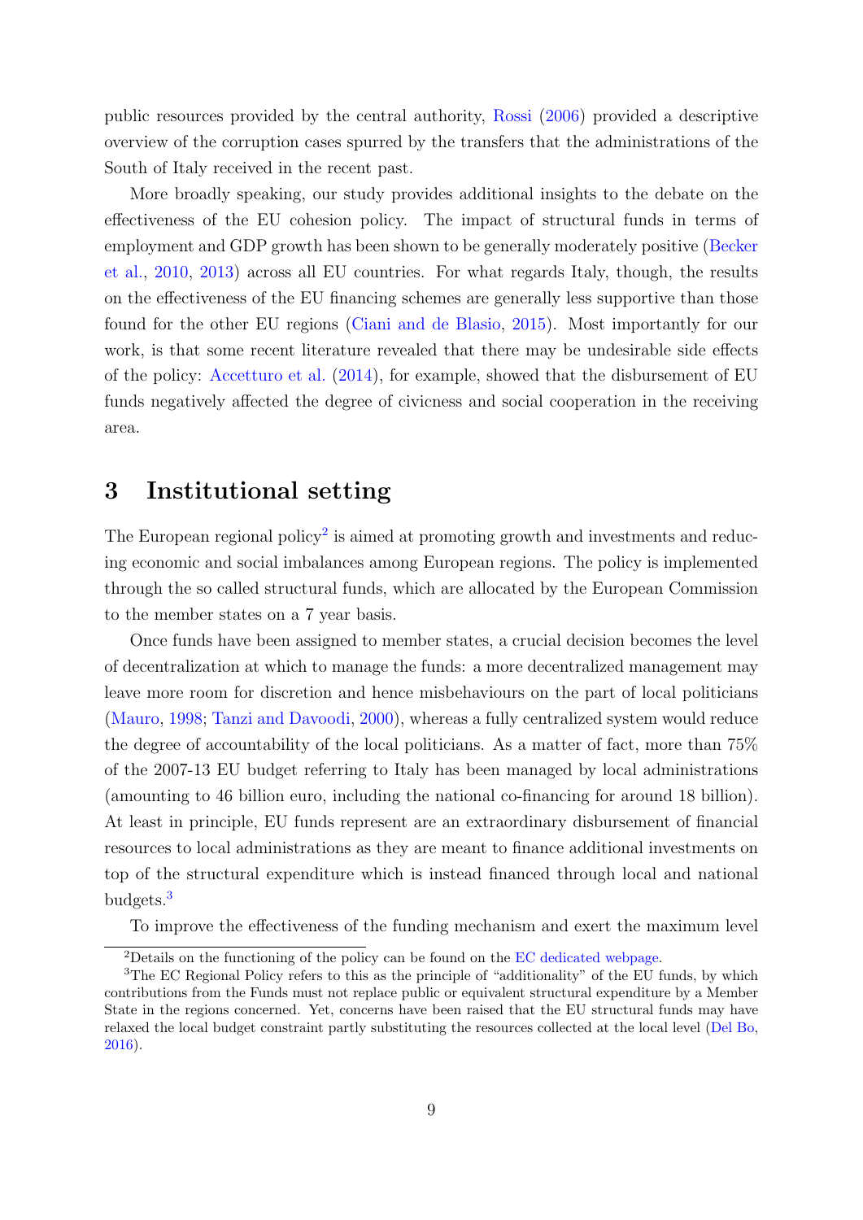public resources provided by the central authority, Rossi (2006) provided a descriptive overview of the corruption cases spurred by the transfers that the administrations of the South of Italy received in the recent past.

More broadly speaking, our study provides additional insights to the debate on the effectiveness of the EU cohesion policy. The impact of structural funds in terms of employment and GDP growth has been shown to be generally moderately positive (Becker et al., 2010, 2013) across all EU countries. For what regards Italy, though, the results on the effectiveness of the EU financing schemes are generally less supportive than those found for the other EU regions (Ciani and de Blasio, 2015). Most importantly for our work, is that some recent literature revealed that there may be undesirable side effects of the policy: Accetturo et al. (2014), for example, showed that the disbursement of EU funds negatively affected the degree of civicness and social cooperation in the receiving area.

# 3 Institutional setting

The European regional policy[2] is aimed at promoting growth and investments and reducing economic and social imbalances among European regions. The policy is implemented through the so called structural funds, which are allocated by the European Commission to the member states on a 7 year basis.

Once funds have been assigned to member states, a crucial decision becomes the level of decentralization at which to manage the funds: a more decentralized management may leave more room for discretion and hence misbehaviours on the part of local politicians (Mauro, 1998; Tanzi and Davoodi, 2000), whereas a fully centralized system would reduce the degree of accountability of the local politicians. As a matter of fact, more than 75% of the 2007-13 EU budget referring to Italy has been managed by local administrations (amounting to 46 billion euro, including the national co-financing for around 18 billion). At least in principle, EU funds represent are an extraordinary disbursement of financial resources to local administrations as they are meant to finance additional investments on top of the structural expenditure which is instead financed through local and national budgets.[3]

To improve the effectiveness of the funding mechanism and exert the maximum level

---

[2] Details on the functioning of the policy can be found on the EC dedicated webpage.

[3] The EC Regional Policy refers to this as the principle of "additionality" of the EU funds, by which contributions from the Funds must not replace public or equivalent structural expenditure by a Member State in the regions concerned. Yet, concerns have been raised that the EU structural funds may have relaxed the local budget constraint partly substituting the resources collected at the local level (Del Bo, 2016).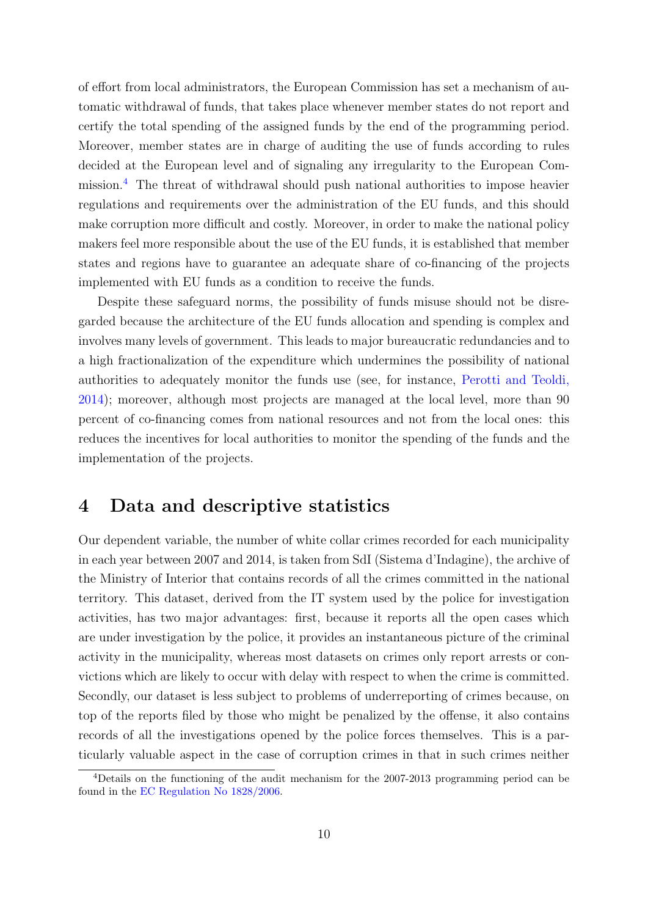of effort from local administrators, the European Commission has set a mechanism of automatic withdrawal of funds, that takes place whenever member states do not report and certify the total spending of the assigned funds by the end of the programming period. Moreover, member states are in charge of auditing the use of funds according to rules decided at the European level and of signaling any irregularity to the European Commission.[4] The threat of withdrawal should push national authorities to impose heavier regulations and requirements over the administration of the EU funds, and this should make corruption more difficult and costly. Moreover, in order to make the national policy makers feel more responsible about the use of the EU funds, it is established that member states and regions have to guarantee an adequate share of co-financing of the projects implemented with EU funds as a condition to receive the funds.

Despite these safeguard norms, the possibility of funds misuse should not be disregarded because the architecture of the EU funds allocation and spending is complex and involves many levels of government. This leads to major bureaucratic redundancies and to a high fractionalization of the expenditure which undermines the possibility of national authorities to adequately monitor the funds use (see, for instance, Perotti and Teoldi, 2014); moreover, although most projects are managed at the local level, more than 90 percent of co-financing comes from national resources and not from the local ones: this reduces the incentives for local authorities to monitor the spending of the funds and the implementation of the projects.

# 4 Data and descriptive statistics

Our dependent variable, the number of white collar crimes recorded for each municipality in each year between 2007 and 2014, is taken from SdI (Sistema d'Indagine), the archive of the Ministry of Interior that contains records of all the crimes committed in the national territory. This dataset, derived from the IT system used by the police for investigation activities, has two major advantages: first, because it reports all the open cases which are under investigation by the police, it provides an instantaneous picture of the criminal activity in the municipality, whereas most datasets on crimes only report arrests or convictions which are likely to occur with delay with respect to when the crime is committed. Secondly, our dataset is less subject to problems of underreporting of crimes because, on top of the reports filed by those who might be penalized by the offense, it also contains records of all the investigations opened by the police forces themselves. This is a particularly valuable aspect in the case of corruption crimes in that in such crimes neither

[4] Details on the functioning of the audit mechanism for the 2007-2013 programming period can be found in the EC Regulation No 1828/2006.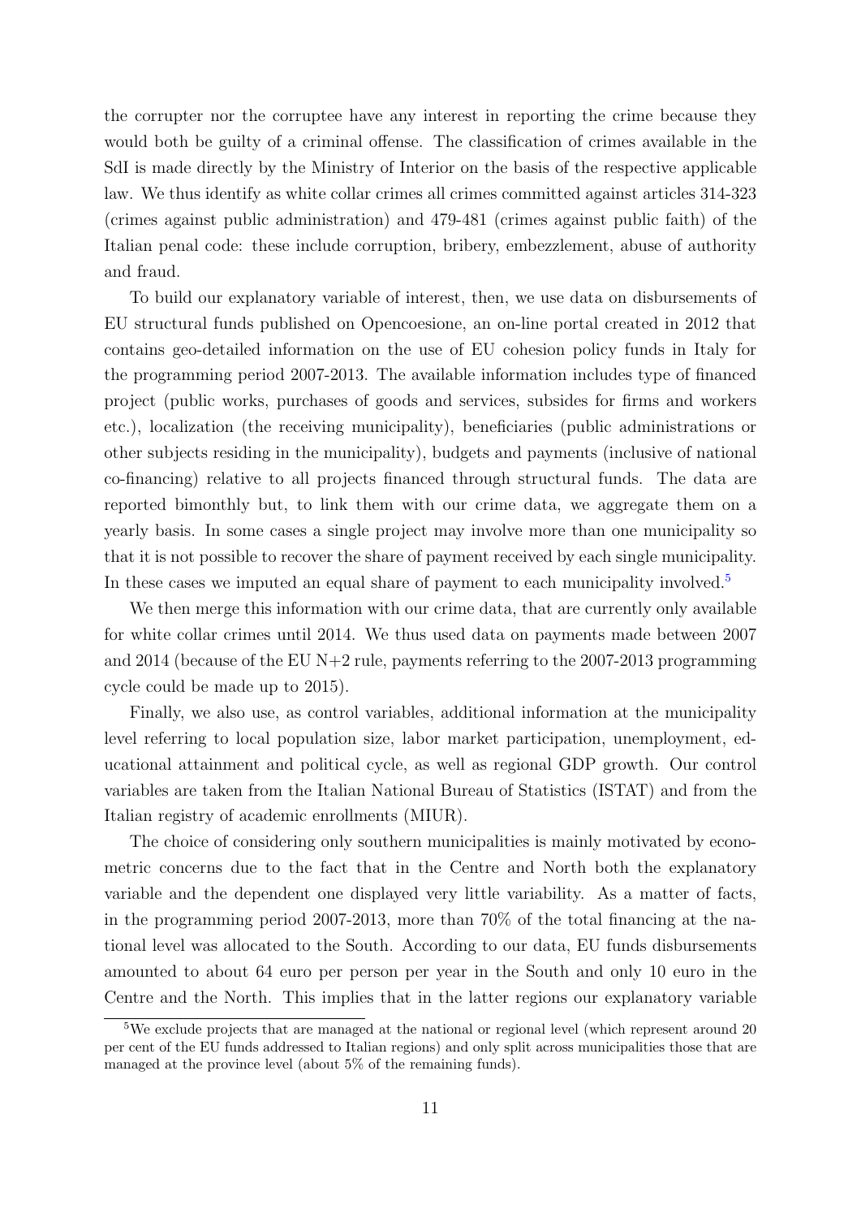the corrupter nor the corruptee have any interest in reporting the crime because they would both be guilty of a criminal offense. The classification of crimes available in the SdI is made directly by the Ministry of Interior on the basis of the respective applicable law. We thus identify as white collar crimes all crimes committed against articles 314-323 (crimes against public administration) and 479-481 (crimes against public faith) of the Italian penal code: these include corruption, bribery, embezzlement, abuse of authority and fraud.

To build our explanatory variable of interest, then, we use data on disbursements of EU structural funds published on Opencoesione, an on-line portal created in 2012 that contains geo-detailed information on the use of EU cohesion policy funds in Italy for the programming period 2007-2013. The available information includes type of financed project (public works, purchases of goods and services, subsides for firms and workers etc.), localization (the receiving municipality), beneficiaries (public administrations or other subjects residing in the municipality), budgets and payments (inclusive of national co-financing) relative to all projects financed through structural funds. The data are reported bimonthly but, to link them with our crime data, we aggregate them on a yearly basis. In some cases a single project may involve more than one municipality so that it is not possible to recover the share of payment received by each single municipality. In these cases we imputed an equal share of payment to each municipality involved.[5]

We then merge this information with our crime data, that are currently only available for white collar crimes until 2014. We thus used data on payments made between 2007 and 2014 (because of the EU N+2 rule, payments referring to the 2007-2013 programming cycle could be made up to 2015).

Finally, we also use, as control variables, additional information at the municipality level referring to local population size, labor market participation, unemployment, educational attainment and political cycle, as well as regional GDP growth. Our control variables are taken from the Italian National Bureau of Statistics (ISTAT) and from the Italian registry of academic enrollments (MIUR).

The choice of considering only southern municipalities is mainly motivated by econometric concerns due to the fact that in the Centre and North both the explanatory variable and the dependent one displayed very little variability. As a matter of facts, in the programming period 2007-2013, more than 70% of the total financing at the national level was allocated to the South. According to our data, EU funds disbursements amounted to about 64 euro per person per year in the South and only 10 euro in the Centre and the North. This implies that in the latter regions our explanatory variable

[5] We exclude projects that are managed at the national or regional level (which represent around 20 per cent of the EU funds addressed to Italian regions) and only split across municipalities those that are managed at the province level (about 5% of the remaining funds).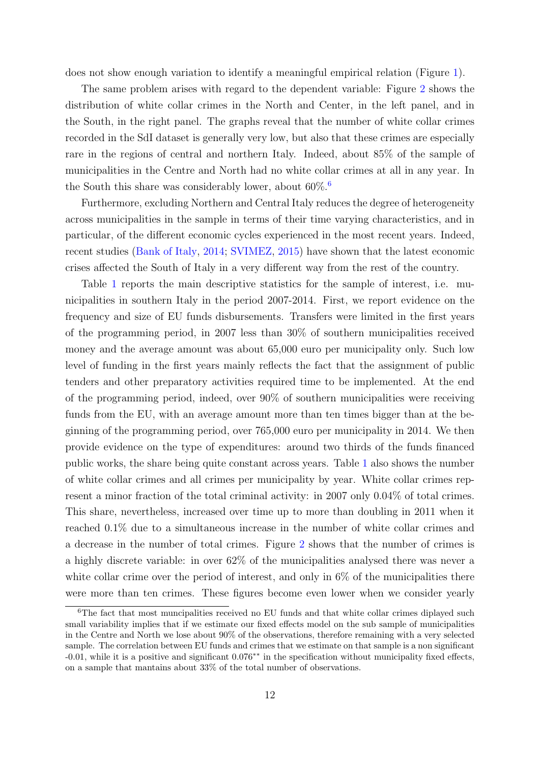does not show enough variation to identify a meaningful empirical relation (Figure 1).

The same problem arises with regard to the dependent variable: Figure 2 shows the distribution of white collar crimes in the North and Center, in the left panel, and in the South, in the right panel. The graphs reveal that the number of white collar crimes recorded in the SdI dataset is generally very low, but also that these crimes are especially rare in the regions of central and northern Italy. Indeed, about 85% of the sample of municipalities in the Centre and North had no white collar crimes at all in any year. In the South this share was considerably lower, about 60%.[6]

Furthermore, excluding Northern and Central Italy reduces the degree of heterogeneity across municipalities in the sample in terms of their time varying characteristics, and in particular, of the different economic cycles experienced in the most recent years. Indeed, recent studies (Bank of Italy, 2014; SVIMEZ, 2015) have shown that the latest economic crises affected the South of Italy in a very different way from the rest of the country.

Table 1 reports the main descriptive statistics for the sample of interest, i.e. municipalities in southern Italy in the period 2007-2014. First, we report evidence on the frequency and size of EU funds disbursements. Transfers were limited in the first years of the programming period, in 2007 less than 30% of southern municipalities received money and the average amount was about 65,000 euro per municipality only. Such low level of funding in the first years mainly reflects the fact that the assignment of public tenders and other preparatory activities required time to be implemented. At the end of the programming period, indeed, over 90% of southern municipalities were receiving funds from the EU, with an average amount more than ten times bigger than at the beginning of the programming period, over 765,000 euro per municipality in 2014. We then provide evidence on the type of expenditures: around two thirds of the funds financed public works, the share being quite constant across years. Table 1 also shows the number of white collar crimes and all crimes per municipality by year. White collar crimes represent a minor fraction of the total criminal activity: in 2007 only 0.04% of total crimes. This share, nevertheless, increased over time up to more than doubling in 2011 when it reached 0.1% due to a simultaneous increase in the number of white collar crimes and a decrease in the number of total crimes. Figure 2 shows that the number of crimes is a highly discrete variable: in over 62% of the municipalities analysed there was never a white collar crime over the period of interest, and only in 6% of the municipalities there were more than ten crimes. These figures become even lower when we consider yearly

[6] The fact that most muncipalities received no EU funds and that white collar crimes diplayed such small variability implies that if we estimate our fixed effects model on the sub sample of municipalities in the Centre and North we lose about 90% of the observations, therefore remaining with a very selected sample. The correlation between EU funds and crimes that we estimate on that sample is a non significant -0.01, while it is a positive and significant $0.076^{**}$ in the specification without municipality fixed effects, on a sample that mantains about 33% of the total number of observations.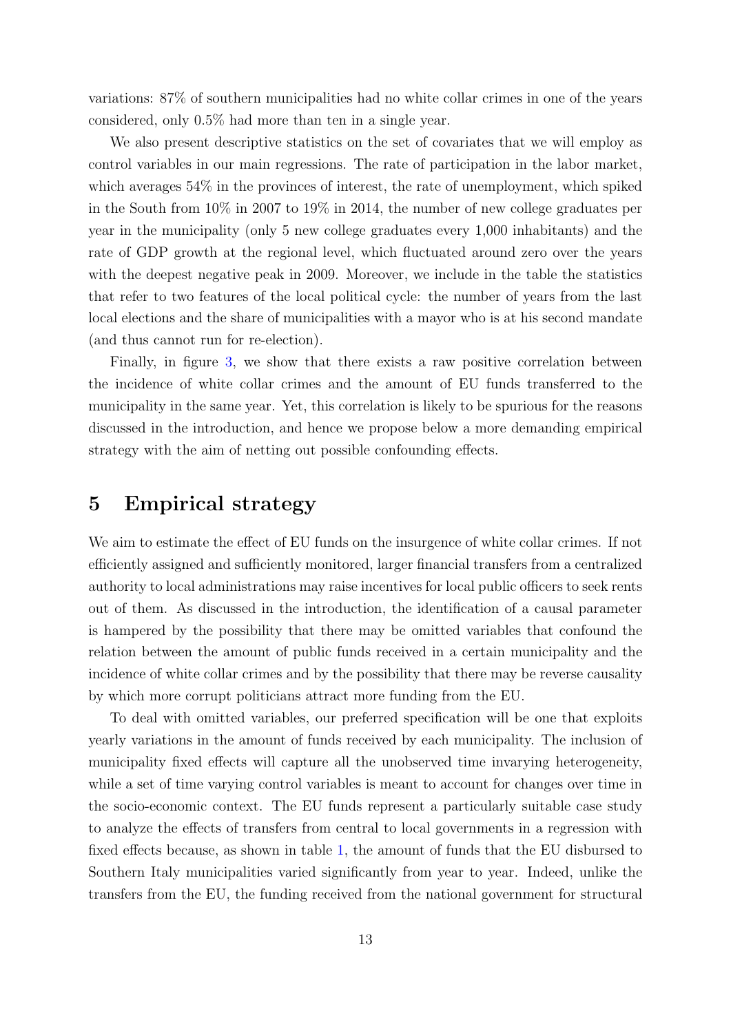variations: 87% of southern municipalities had no white collar crimes in one of the years considered, only 0.5% had more than ten in a single year.

We also present descriptive statistics on the set of covariates that we will employ as control variables in our main regressions. The rate of participation in the labor market, which averages 54% in the provinces of interest, the rate of unemployment, which spiked in the South from 10% in 2007 to 19% in 2014, the number of new college graduates per year in the municipality (only 5 new college graduates every 1,000 inhabitants) and the rate of GDP growth at the regional level, which fluctuated around zero over the years with the deepest negative peak in 2009. Moreover, we include in the table the statistics that refer to two features of the local political cycle: the number of years from the last local elections and the share of municipalities with a mayor who is at his second mandate (and thus cannot run for re-election).

Finally, in figure 3, we show that there exists a raw positive correlation between the incidence of white collar crimes and the amount of EU funds transferred to the municipality in the same year. Yet, this correlation is likely to be spurious for the reasons discussed in the introduction, and hence we propose below a more demanding empirical strategy with the aim of netting out possible confounding effects.

# 5 Empirical strategy

We aim to estimate the effect of EU funds on the insurgence of white collar crimes. If not efficiently assigned and sufficiently monitored, larger financial transfers from a centralized authority to local administrations may raise incentives for local public officers to seek rents out of them. As discussed in the introduction, the identification of a causal parameter is hampered by the possibility that there may be omitted variables that confound the relation between the amount of public funds received in a certain municipality and the incidence of white collar crimes and by the possibility that there may be reverse causality by which more corrupt politicians attract more funding from the EU.

To deal with omitted variables, our preferred specification will be one that exploits yearly variations in the amount of funds received by each municipality. The inclusion of municipality fixed effects will capture all the unobserved time invarying heterogeneity, while a set of time varying control variables is meant to account for changes over time in the socio-economic context. The EU funds represent a particularly suitable case study to analyze the effects of transfers from central to local governments in a regression with fixed effects because, as shown in table 1, the amount of funds that the EU disbursed to Southern Italy municipalities varied significantly from year to year. Indeed, unlike the transfers from the EU, the funding received from the national government for structural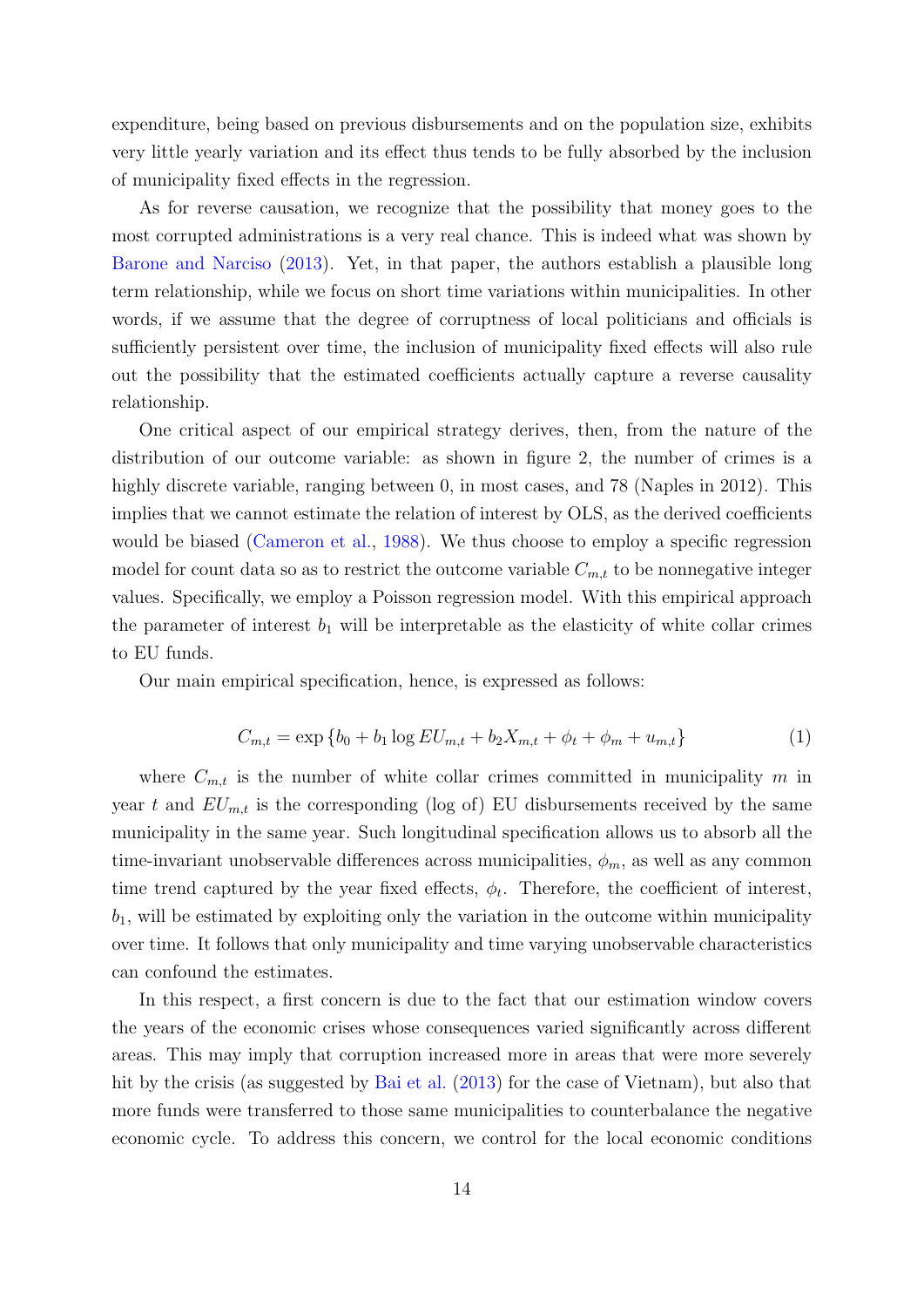expenditure, being based on previous disbursements and on the population size, exhibits very little yearly variation and its effect thus tends to be fully absorbed by the inclusion of municipality fixed effects in the regression.

As for reverse causation, we recognize that the possibility that money goes to the most corrupted administrations is a very real chance. This is indeed what was shown by Barone and Narciso (2013). Yet, in that paper, the authors establish a plausible long term relationship, while we focus on short time variations within municipalities. In other words, if we assume that the degree of corruptness of local politicians and officials is sufficiently persistent over time, the inclusion of municipality fixed effects will also rule out the possibility that the estimated coefficients actually capture a reverse causality relationship.

One critical aspect of our empirical strategy derives, then, from the nature of the distribution of our outcome variable: as shown in figure 2, the number of crimes is a highly discrete variable, ranging between 0, in most cases, and 78 (Naples in 2012). This implies that we cannot estimate the relation of interest by OLS, as the derived coefficients would be biased (Cameron et al., 1988). We thus choose to employ a specific regression model for count data so as to restrict the outcome variable $C_{m,t}$ to be nonnegative integer values. Specifically, we employ a Poisson regression model. With this empirical approach the parameter of interest $b_1$ will be interpretable as the elasticity of white collar crimes to EU funds.

Our main empirical specification, hence, is expressed as follows:

$$C_{m,t} = \exp\left\{b_0 + b_1 \log EU_{m,t} + b_2 X_{m,t} + \phi_t + \phi_m + u_{m,t}\right\} \tag{1}$$

where $C_{m,t}$ is the number of white collar crimes committed in municipality $m$ in year $t$ and $EU_{m,t}$ is the corresponding (log of) EU disbursements received by the same municipality in the same year. Such longitudinal specification allows us to absorb all the time-invariant unobservable differences across municipalities, $\phi_m$, as well as any common time trend captured by the year fixed effects, $\phi_t$. Therefore, the coefficient of interest, $b_1$, will be estimated by exploiting only the variation in the outcome within municipality over time. It follows that only municipality and time varying unobservable characteristics can confound the estimates.

In this respect, a first concern is due to the fact that our estimation window covers the years of the economic crises whose consequences varied significantly across different areas. This may imply that corruption increased more in areas that were more severely hit by the crisis (as suggested by Bai et al. (2013) for the case of Vietnam), but also that more funds were transferred to those same municipalities to counterbalance the negative economic cycle. To address this concern, we control for the local economic conditions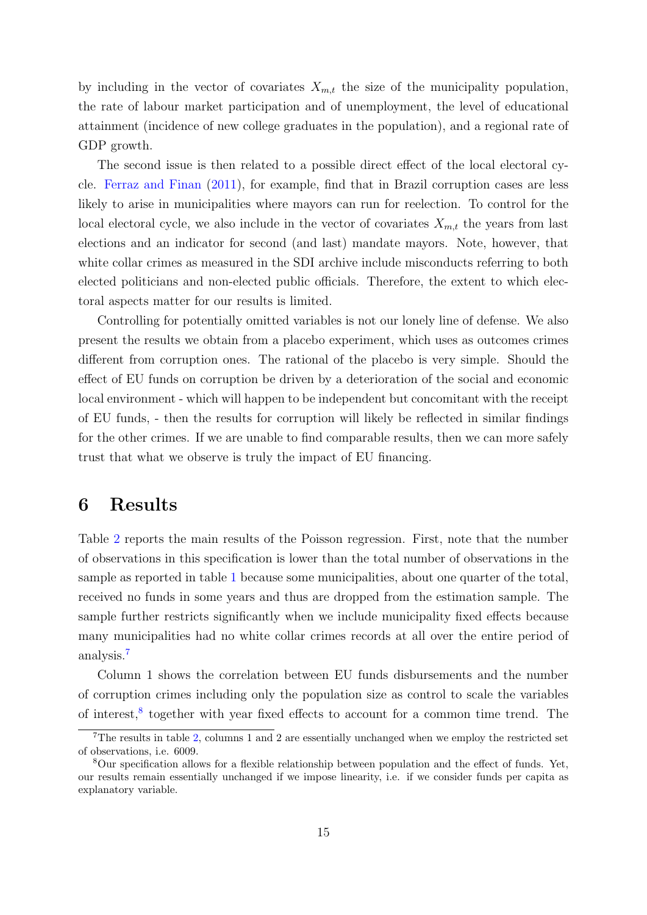by including in the vector of covariates $X_{m,t}$ the size of the municipality population, the rate of labour market participation and of unemployment, the level of educational attainment (incidence of new college graduates in the population), and a regional rate of GDP growth.

The second issue is then related to a possible direct effect of the local electoral cycle. Ferraz and Finan (2011), for example, find that in Brazil corruption cases are less likely to arise in municipalities where mayors can run for reelection. To control for the local electoral cycle, we also include in the vector of covariates $X_{m,t}$ the years from last elections and an indicator for second (and last) mandate mayors. Note, however, that white collar crimes as measured in the SDI archive include misconducts referring to both elected politicians and non-elected public officials. Therefore, the extent to which electoral aspects matter for our results is limited.

Controlling for potentially omitted variables is not our lonely line of defense. We also present the results we obtain from a placebo experiment, which uses as outcomes crimes different from corruption ones. The rational of the placebo is very simple. Should the effect of EU funds on corruption be driven by a deterioration of the social and economic local environment - which will happen to be independent but concomitant with the receipt of EU funds, - then the results for corruption will likely be reflected in similar findings for the other crimes. If we are unable to find comparable results, then we can more safely trust that what we observe is truly the impact of EU financing.

# 6 Results

Table 2 reports the main results of the Poisson regression. First, note that the number of observations in this specification is lower than the total number of observations in the sample as reported in table 1 because some municipalities, about one quarter of the total, received no funds in some years and thus are dropped from the estimation sample. The sample further restricts significantly when we include municipality fixed effects because many municipalities had no white collar crimes records at all over the entire period of analysis.[7]

Column 1 shows the correlation between EU funds disbursements and the number of corruption crimes including only the population size as control to scale the variables of interest,[8] together with year fixed effects to account for a common time trend. The

[7] The results in table 2, columns 1 and 2 are essentially unchanged when we employ the restricted set of observations, i.e. 6009.

[8] Our specification allows for a flexible relationship between population and the effect of funds. Yet, our results remain essentially unchanged if we impose linearity, i.e. if we consider funds per capita as explanatory variable.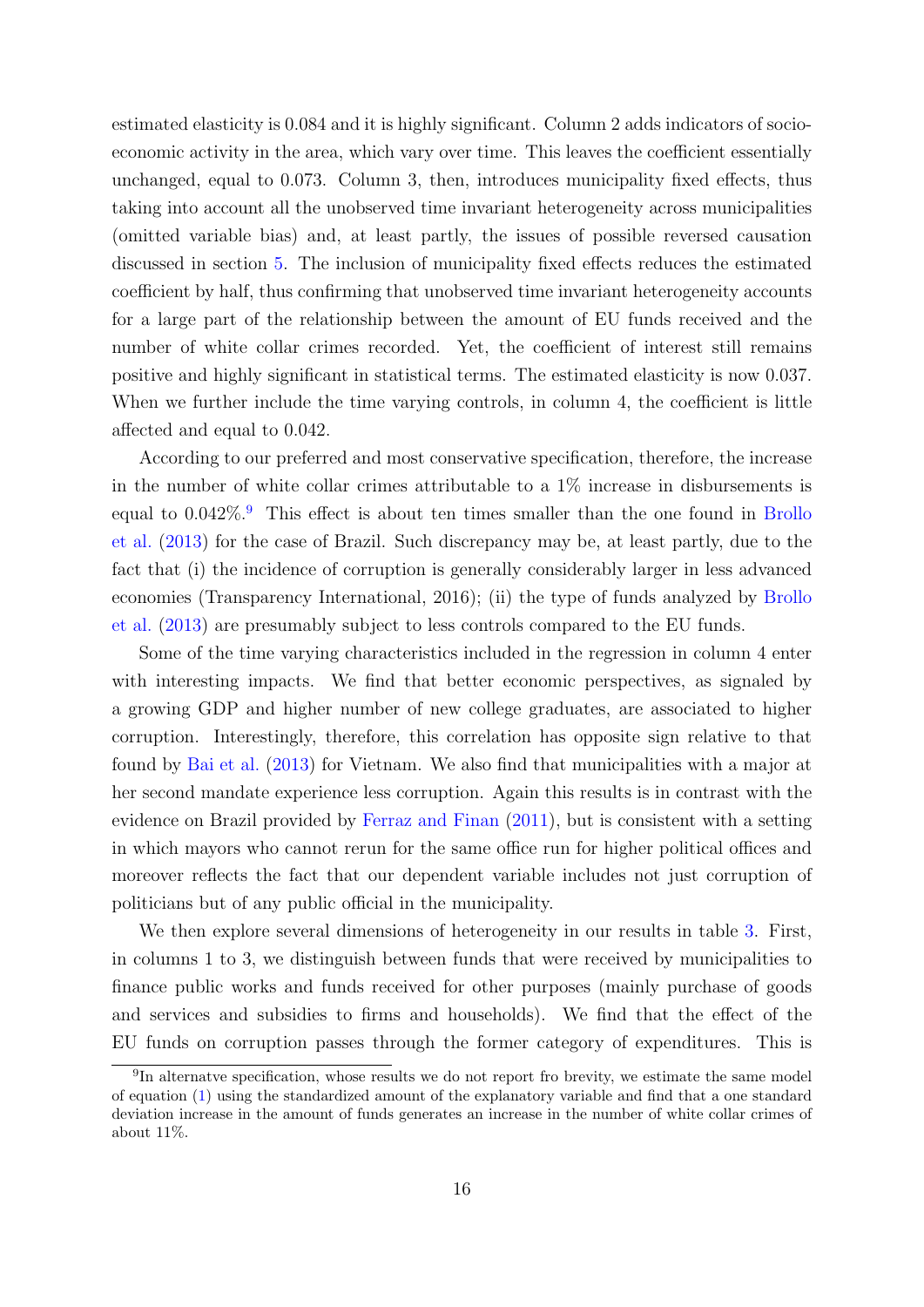estimated elasticity is 0.084 and it is highly significant. Column 2 adds indicators of socio-economic activity in the area, which vary over time. This leaves the coefficient essentially unchanged, equal to 0.073. Column 3, then, introduces municipality fixed effects, thus taking into account all the unobserved time invariant heterogeneity across municipalities (omitted variable bias) and, at least partly, the issues of possible reversed causation discussed in section 5. The inclusion of municipality fixed effects reduces the estimated coefficient by half, thus confirming that unobserved time invariant heterogeneity accounts for a large part of the relationship between the amount of EU funds received and the number of white collar crimes recorded. Yet, the coefficient of interest still remains positive and highly significant in statistical terms. The estimated elasticity is now 0.037. When we further include the time varying controls, in column 4, the coefficient is little affected and equal to 0.042.

According to our preferred and most conservative specification, therefore, the increase in the number of white collar crimes attributable to a 1% increase in disbursements is equal to 0.042%.[9] This effect is about ten times smaller than the one found in Brollo et al. (2013) for the case of Brazil. Such discrepancy may be, at least partly, due to the fact that (i) the incidence of corruption is generally considerably larger in less advanced economies (Transparency International, 2016); (ii) the type of funds analyzed by Brollo et al. (2013) are presumably subject to less controls compared to the EU funds.

Some of the time varying characteristics included in the regression in column 4 enter with interesting impacts. We find that better economic perspectives, as signaled by a growing GDP and higher number of new college graduates, are associated to higher corruption. Interestingly, therefore, this correlation has opposite sign relative to that found by Bai et al. (2013) for Vietnam. We also find that municipalities with a major at her second mandate experience less corruption. Again this results is in contrast with the evidence on Brazil provided by Ferraz and Finan (2011), but is consistent with a setting in which mayors who cannot rerun for the same office run for higher political offices and moreover reflects the fact that our dependent variable includes not just corruption of politicians but of any public official in the municipality.

We then explore several dimensions of heterogeneity in our results in table 3. First, in columns 1 to 3, we distinguish between funds that were received by municipalities to finance public works and funds received for other purposes (mainly purchase of goods and services and subsidies to firms and households). We find that the effect of the EU funds on corruption passes through the former category of expenditures. This is

[9] In alternatve specification, whose results we do not report fro brevity, we estimate the same model of equation (1) using the standardized amount of the explanatory variable and find that a one standard deviation increase in the amount of funds generates an increase in the number of white collar crimes of about 11%.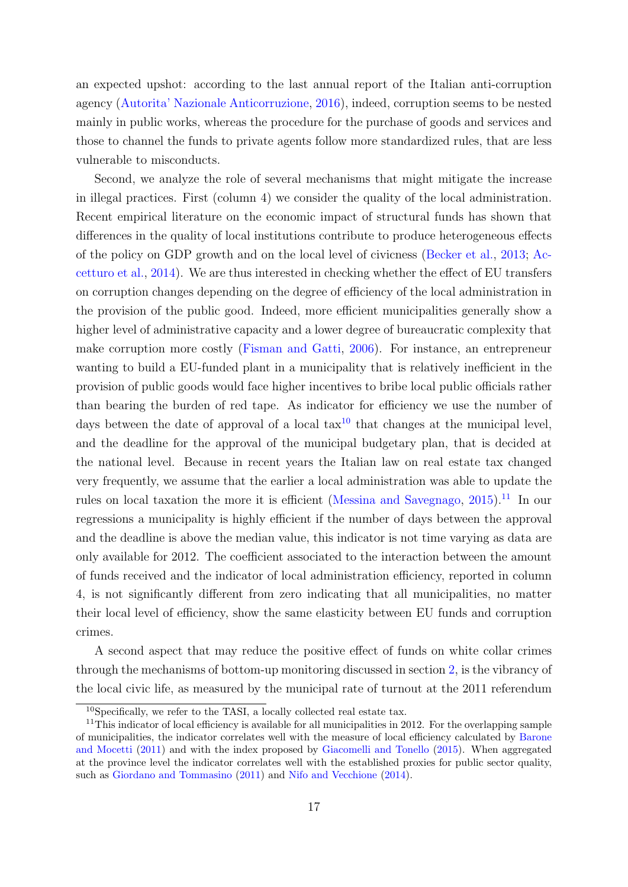an expected upshot: according to the last annual report of the Italian anti-corruption agency (Autorita' Nazionale Anticorruzione, 2016), indeed, corruption seems to be nested mainly in public works, whereas the procedure for the purchase of goods and services and those to channel the funds to private agents follow more standardized rules, that are less vulnerable to misconducts.

Second, we analyze the role of several mechanisms that might mitigate the increase in illegal practices. First (column 4) we consider the quality of the local administration. Recent empirical literature on the economic impact of structural funds has shown that differences in the quality of local institutions contribute to produce heterogeneous effects of the policy on GDP growth and on the local level of civicness (Becker et al., 2013; Accetturo et al., 2014). We are thus interested in checking whether the effect of EU transfers on corruption changes depending on the degree of efficiency of the local administration in the provision of the public good. Indeed, more efficient municipalities generally show a higher level of administrative capacity and a lower degree of bureaucratic complexity that make corruption more costly (Fisman and Gatti, 2006). For instance, an entrepreneur wanting to build a EU-funded plant in a municipality that is relatively inefficient in the provision of public goods would face higher incentives to bribe local public officials rather than bearing the burden of red tape. As indicator for efficiency we use the number of days between the date of approval of a local tax[10] that changes at the municipal level, and the deadline for the approval of the municipal budgetary plan, that is decided at the national level. Because in recent years the Italian law on real estate tax changed very frequently, we assume that the earlier a local administration was able to update the rules on local taxation the more it is efficient (Messina and Savegnago, 2015).[11] In our regressions a municipality is highly efficient if the number of days between the approval and the deadline is above the median value, this indicator is not time varying as data are only available for 2012. The coefficient associated to the interaction between the amount of funds received and the indicator of local administration efficiency, reported in column 4, is not significantly different from zero indicating that all municipalities, no matter their local level of efficiency, show the same elasticity between EU funds and corruption crimes.

A second aspect that may reduce the positive effect of funds on white collar crimes through the mechanisms of bottom-up monitoring discussed in section 2, is the vibrancy of the local civic life, as measured by the municipal rate of turnout at the 2011 referendum

[10] Specifically, we refer to the TASI, a locally collected real estate tax.

[11] This indicator of local efficiency is available for all municipalities in 2012. For the overlapping sample of municipalities, the indicator correlates well with the measure of local efficiency calculated by Barone and Mocetti (2011) and with the index proposed by Giacomelli and Tonello (2015). When aggregated at the province level the indicator correlates well with the established proxies for public sector quality, such as Giordano and Tommasino (2011) and Nifo and Vecchione (2014).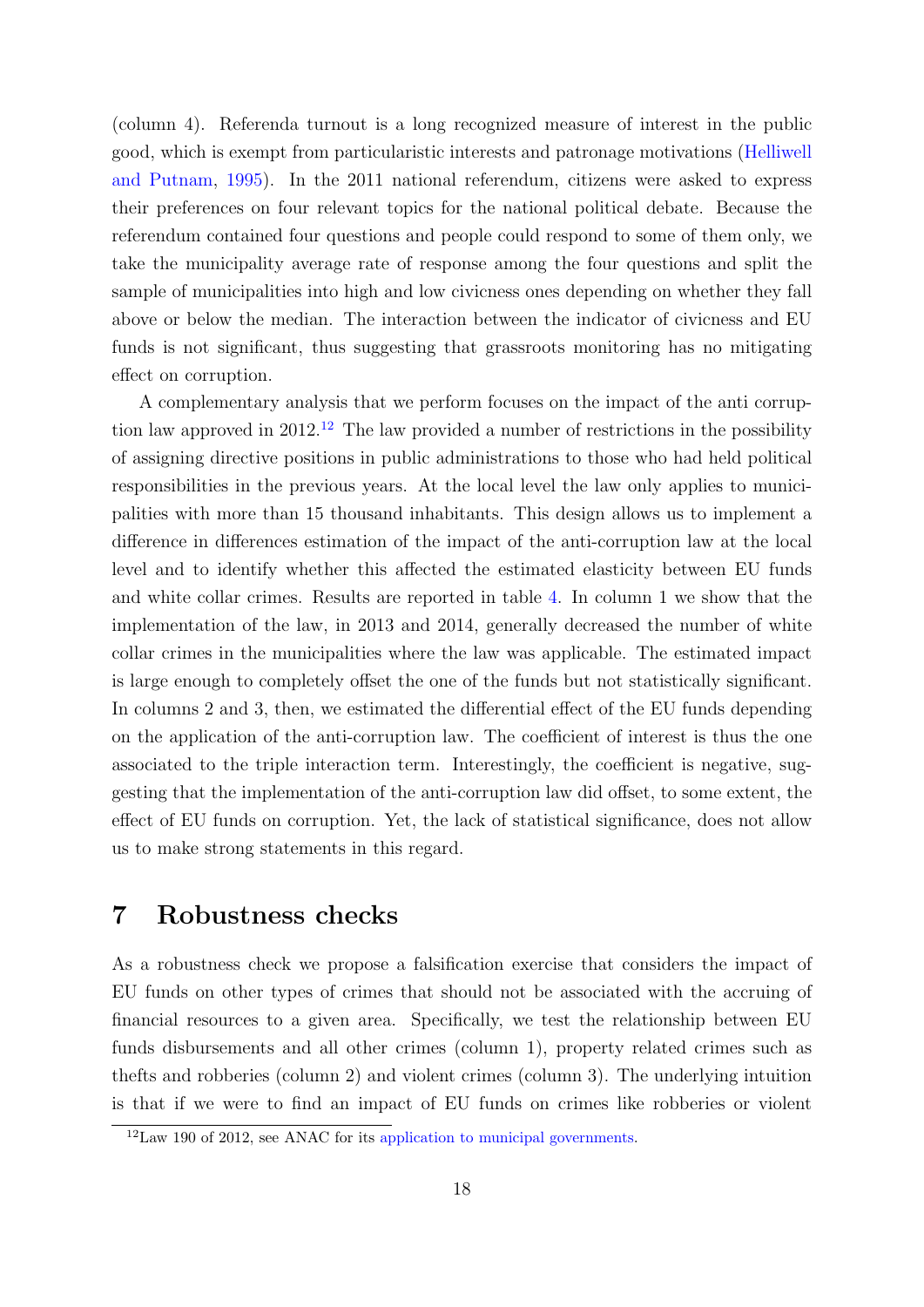(column 4). Referenda turnout is a long recognized measure of interest in the public good, which is exempt from particularistic interests and patronage motivations (Helliwell and Putnam, 1995). In the 2011 national referendum, citizens were asked to express their preferences on four relevant topics for the national political debate. Because the referendum contained four questions and people could respond to some of them only, we take the municipality average rate of response among the four questions and split the sample of municipalities into high and low civicness ones depending on whether they fall above or below the median. The interaction between the indicator of civicness and EU funds is not significant, thus suggesting that grassroots monitoring has no mitigating effect on corruption.

A complementary analysis that we perform focuses on the impact of the anti corruption law approved in 2012.[12] The law provided a number of restrictions in the possibility of assigning directive positions in public administrations to those who had held political responsibilities in the previous years. At the local level the law only applies to municipalities with more than 15 thousand inhabitants. This design allows us to implement a difference in differences estimation of the impact of the anti-corruption law at the local level and to identify whether this affected the estimated elasticity between EU funds and white collar crimes. Results are reported in table 4. In column 1 we show that the implementation of the law, in 2013 and 2014, generally decreased the number of white collar crimes in the municipalities where the law was applicable. The estimated impact is large enough to completely offset the one of the funds but not statistically significant. In columns 2 and 3, then, we estimated the differential effect of the EU funds depending on the application of the anti-corruption law. The coefficient of interest is thus the one associated to the triple interaction term. Interestingly, the coefficient is negative, suggesting that the implementation of the anti-corruption law did offset, to some extent, the effect of EU funds on corruption. Yet, the lack of statistical significance, does not allow us to make strong statements in this regard.

## 7 Robustness checks

As a robustness check we propose a falsification exercise that considers the impact of EU funds on other types of crimes that should not be associated with the accruing of financial resources to a given area. Specifically, we test the relationship between EU funds disbursements and all other crimes (column 1), property related crimes such as thefts and robberies (column 2) and violent crimes (column 3). The underlying intuition is that if we were to find an impact of EU funds on crimes like robberies or violent

[12] Law 190 of 2012, see ANAC for its application to municipal governments.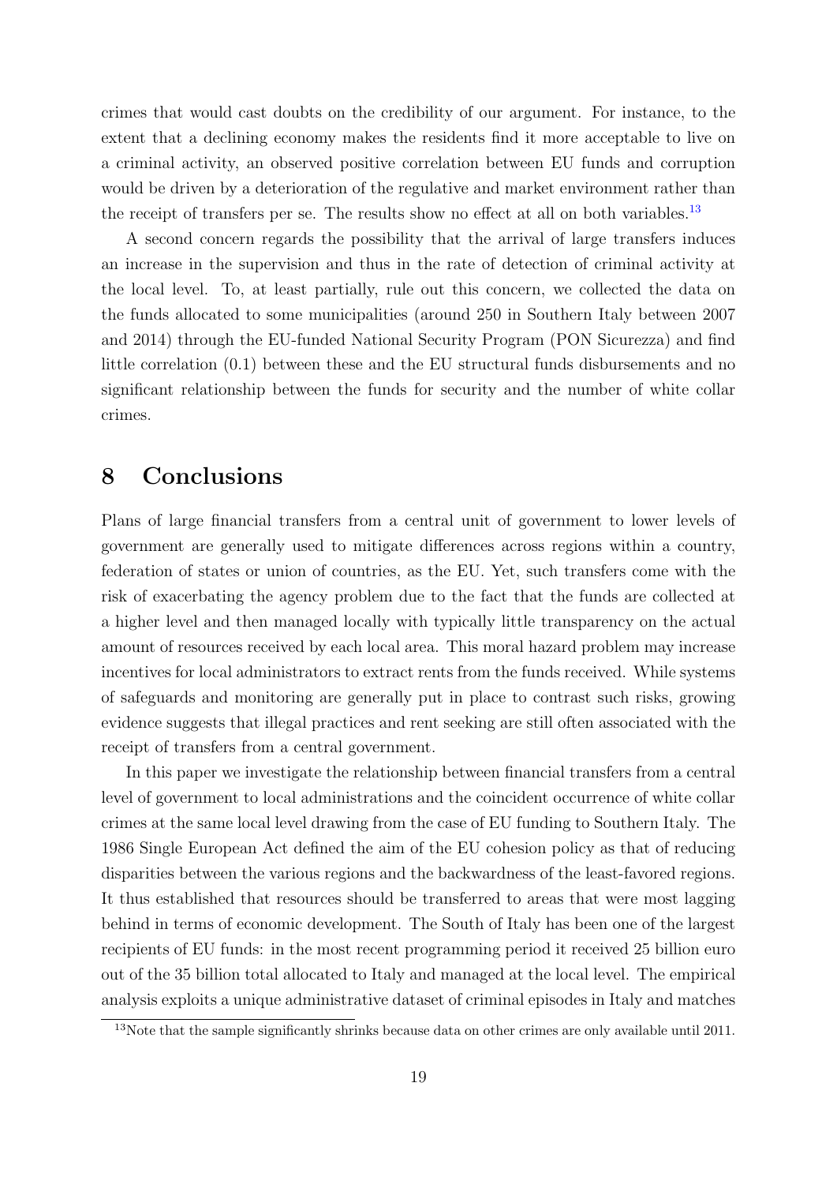crimes that would cast doubts on the credibility of our argument. For instance, to the extent that a declining economy makes the residents find it more acceptable to live on a criminal activity, an observed positive correlation between EU funds and corruption would be driven by a deterioration of the regulative and market environment rather than the receipt of transfers per se. The results show no effect at all on both variables.[13]

A second concern regards the possibility that the arrival of large transfers induces an increase in the supervision and thus in the rate of detection of criminal activity at the local level. To, at least partially, rule out this concern, we collected the data on the funds allocated to some municipalities (around 250 in Southern Italy between 2007 and 2014) through the EU-funded National Security Program (PON Sicurezza) and find little correlation (0.1) between these and the EU structural funds disbursements and no significant relationship between the funds for security and the number of white collar crimes.

# 8 Conclusions

Plans of large financial transfers from a central unit of government to lower levels of government are generally used to mitigate differences across regions within a country, federation of states or union of countries, as the EU. Yet, such transfers come with the risk of exacerbating the agency problem due to the fact that the funds are collected at a higher level and then managed locally with typically little transparency on the actual amount of resources received by each local area. This moral hazard problem may increase incentives for local administrators to extract rents from the funds received. While systems of safeguards and monitoring are generally put in place to contrast such risks, growing evidence suggests that illegal practices and rent seeking are still often associated with the receipt of transfers from a central government.

In this paper we investigate the relationship between financial transfers from a central level of government to local administrations and the coincident occurrence of white collar crimes at the same local level drawing from the case of EU funding to Southern Italy. The 1986 Single European Act defined the aim of the EU cohesion policy as that of reducing disparities between the various regions and the backwardness of the least-favored regions. It thus established that resources should be transferred to areas that were most lagging behind in terms of economic development. The South of Italy has been one of the largest recipients of EU funds: in the most recent programming period it received 25 billion euro out of the 35 billion total allocated to Italy and managed at the local level. The empirical analysis exploits a unique administrative dataset of criminal episodes in Italy and matches

[13]Note that the sample significantly shrinks because data on other crimes are only available until 2011.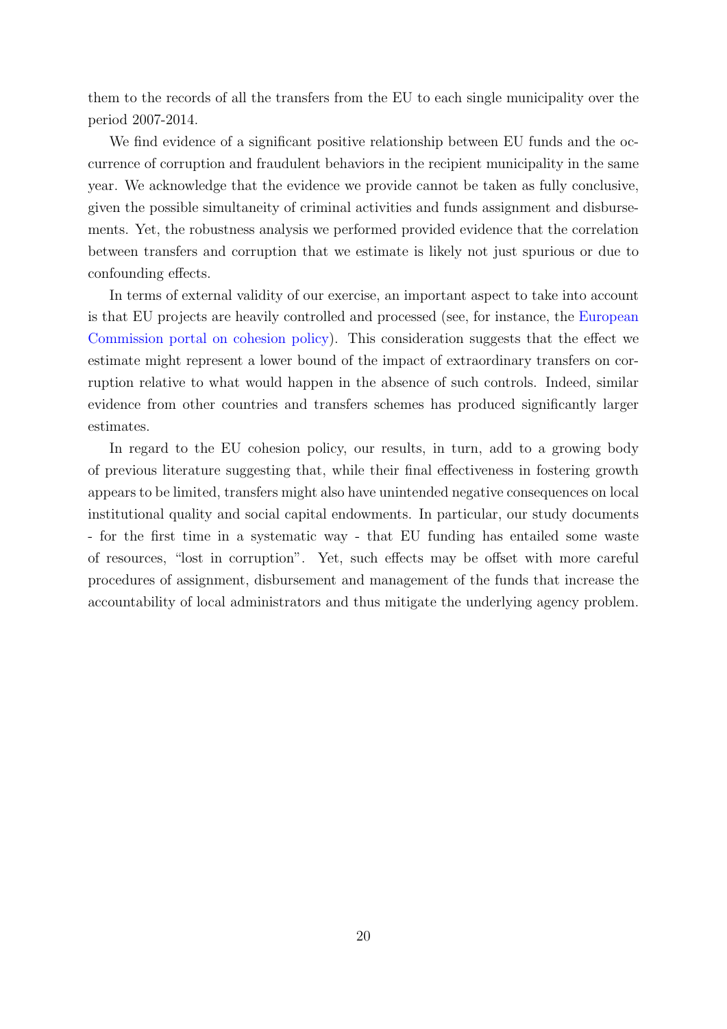them to the records of all the transfers from the EU to each single municipality over the period 2007-2014.

We find evidence of a significant positive relationship between EU funds and the occurrence of corruption and fraudulent behaviors in the recipient municipality in the same year. We acknowledge that the evidence we provide cannot be taken as fully conclusive, given the possible simultaneity of criminal activities and funds assignment and disbursements. Yet, the robustness analysis we performed provided evidence that the correlation between transfers and corruption that we estimate is likely not just spurious or due to confounding effects.

In terms of external validity of our exercise, an important aspect to take into account is that EU projects are heavily controlled and processed (see, for instance, the European Commission portal on cohesion policy). This consideration suggests that the effect we estimate might represent a lower bound of the impact of extraordinary transfers on corruption relative to what would happen in the absence of such controls. Indeed, similar evidence from other countries and transfers schemes has produced significantly larger estimates.

In regard to the EU cohesion policy, our results, in turn, add to a growing body of previous literature suggesting that, while their final effectiveness in fostering growth appears to be limited, transfers might also have unintended negative consequences on local institutional quality and social capital endowments. In particular, our study documents - for the first time in a systematic way - that EU funding has entailed some waste of resources, "lost in corruption". Yet, such effects may be offset with more careful procedures of assignment, disbursement and management of the funds that increase the accountability of local administrators and thus mitigate the underlying agency problem.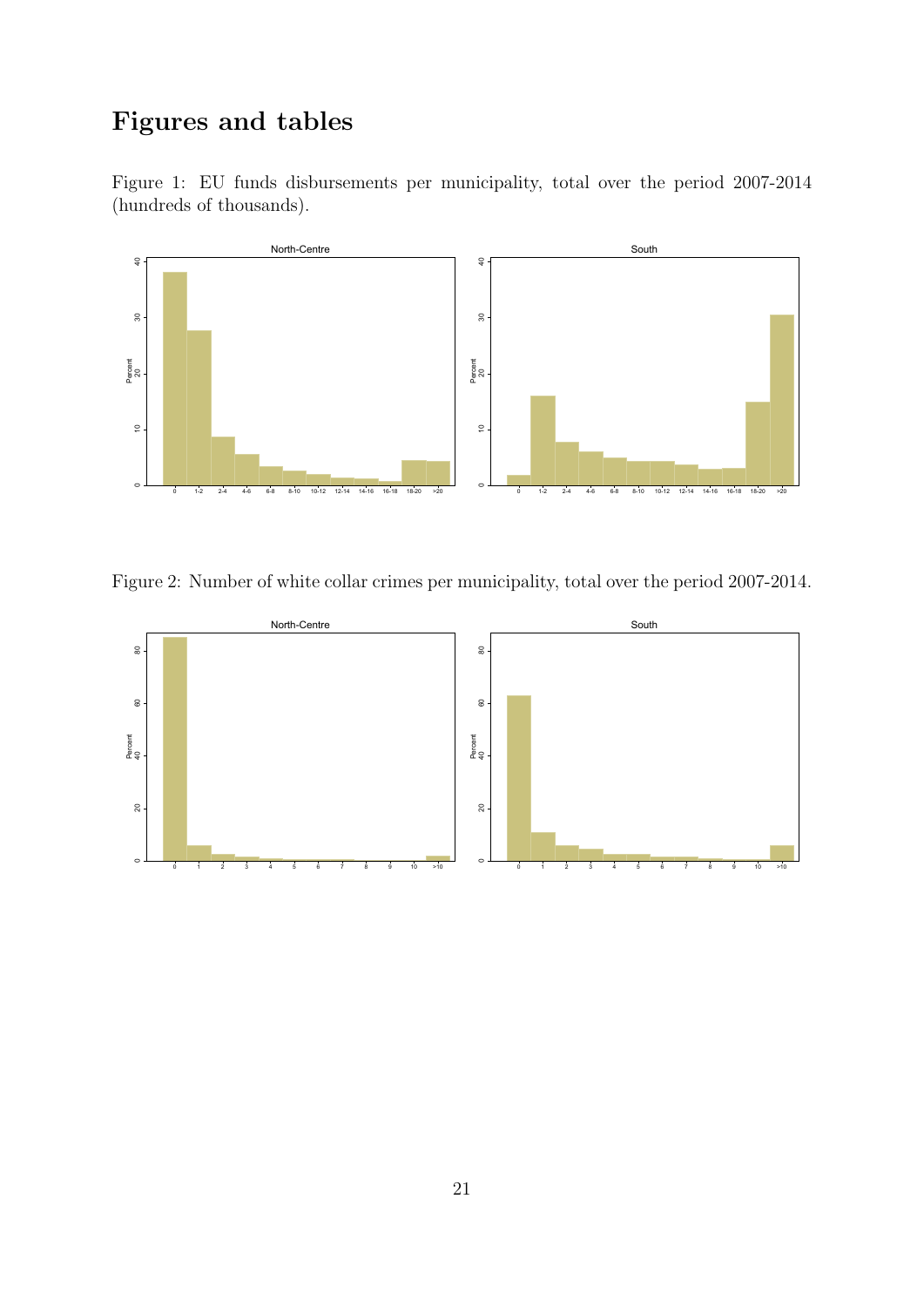# Figures and tables

Figure 1: EU funds disbursements per municipality, total over the period 2007-2014 (hundreds of thousands).

Figure 2: Number of white collar crimes per municipality, total over the period 2007-2014.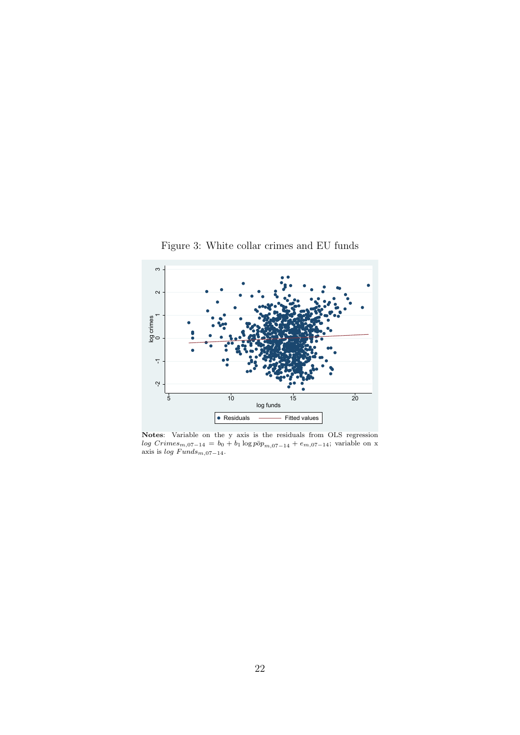Figure 3: White collar crimes and EU funds

**Notes**: Variable on the y axis is the residuals from OLS regression $log\ Crimes_{m,07-14} = b_0 + b_1 \log p\bar{o}p_{m,07-14} + e_{m,07-14}$; variable on x axis is $log\ Funds_{m,07-14}$.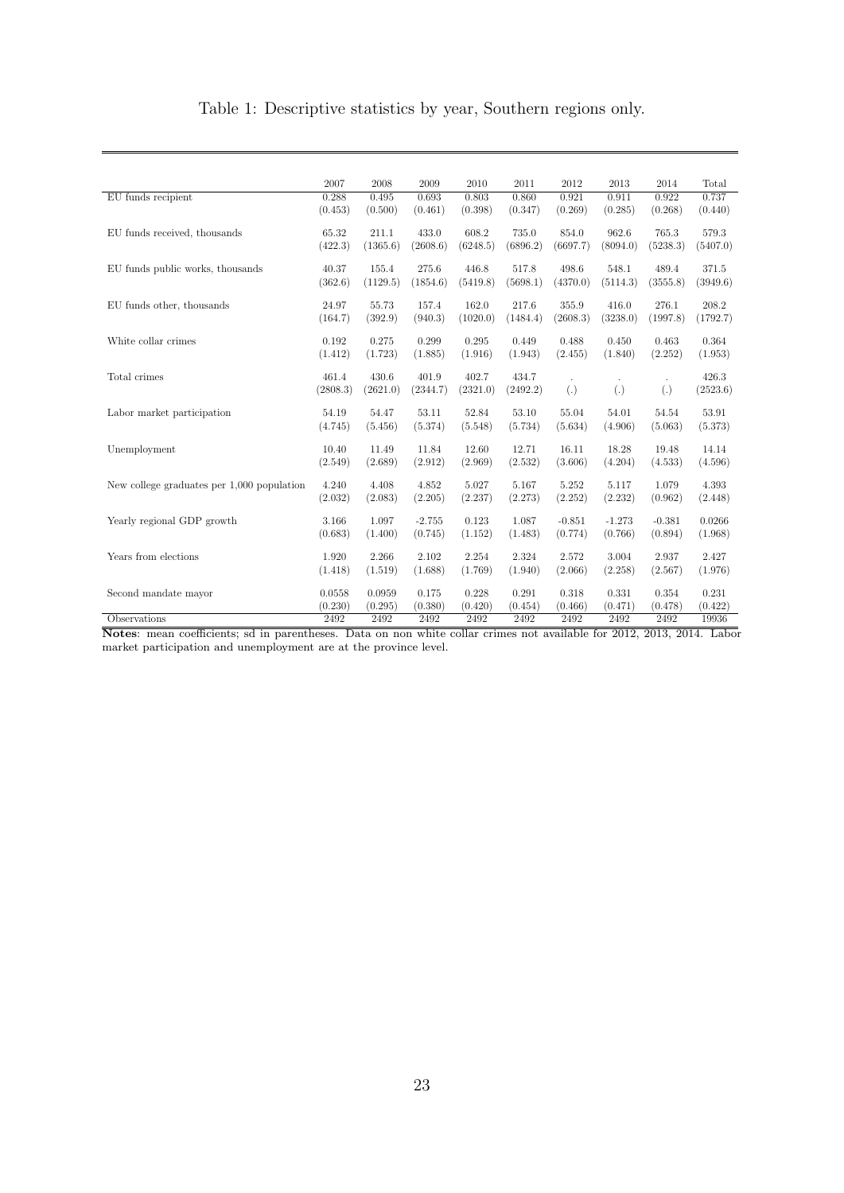Table 1: Descriptive statistics by year, Southern regions only.

| | 2007 | 2008 | 2009 | 2010 | 2011 | 2012 | 2013 | 2014 | Total |
|---|---|---|---|---|---|---|---|---|---|
| EU funds recipient | 0.288 | 0.495 | 0.693 | 0.803 | 0.860 | 0.921 | 0.911 | 0.922 | 0.737 |
| | (0.453) | (0.500) | (0.461) | (0.398) | (0.347) | (0.269) | (0.285) | (0.268) | (0.440) |
| EU funds received, thousands | 65.32 | 211.1 | 433.0 | 608.2 | 735.0 | 854.0 | 962.6 | 765.3 | 579.3 |
| | (422.3) | (1365.6) | (2608.6) | (6248.5) | (6896.2) | (6697.7) | (8094.0) | (5238.3) | (5407.0) |
| EU funds public works, thousands | 40.37 | 155.4 | 275.6 | 446.8 | 517.8 | 498.6 | 548.1 | 489.4 | 371.5 |
| | (362.6) | (1129.5) | (1854.6) | (5419.8) | (5698.1) | (4370.0) | (5114.3) | (3555.8) | (3949.6) |
| EU funds other, thousands | 24.97 | 55.73 | 157.4 | 162.0 | 217.6 | 355.9 | 416.0 | 276.1 | 208.2 |
| | (164.7) | (392.9) | (940.3) | (1020.0) | (1484.4) | (2608.3) | (3238.0) | (1997.8) | (1792.7) |
| White collar crimes | 0.192 | 0.275 | 0.299 | 0.295 | 0.449 | 0.488 | 0.450 | 0.463 | 0.364 |
| | (1.412) | (1.723) | (1.885) | (1.916) | (1.943) | (2.455) | (1.840) | (2.252) | (1.953) |
| Total crimes | 461.4 | 430.6 | 401.9 | 402.7 | 434.7 | . | . | . | 426.3 |
| | (2808.3) | (2621.0) | (2344.7) | (2321.0) | (2492.2) | (.) | (.) | (.) | (2523.6) |
| Labor market participation | 54.19 | 54.47 | 53.11 | 52.84 | 53.10 | 55.04 | 54.01 | 54.54 | 53.91 |
| | (4.745) | (5.456) | (5.374) | (5.548) | (5.734) | (5.634) | (4.906) | (5.063) | (5.373) |
| Unemployment | 10.40 | 11.49 | 11.84 | 12.60 | 12.71 | 16.11 | 18.28 | 19.48 | 14.14 |
| | (2.549) | (2.689) | (2.912) | (2.969) | (2.532) | (3.606) | (4.204) | (4.533) | (4.596) |
| New college graduates per 1,000 population | 4.240 | 4.408 | 4.852 | 5.027 | 5.167 | 5.252 | 5.117 | 1.079 | 4.393 |
| | (2.032) | (2.083) | (2.205) | (2.237) | (2.273) | (2.252) | (2.232) | (0.962) | (2.448) |
| Yearly regional GDP growth | 3.166 | 1.097 | -2.755 | 0.123 | 1.087 | -0.851 | -1.273 | -0.381 | 0.0266 |
| | (0.683) | (1.400) | (0.745) | (1.152) | (1.483) | (0.774) | (0.766) | (0.894) | (1.968) |
| Years from elections | 1.920 | 2.266 | 2.102 | 2.254 | 2.324 | 2.572 | 3.004 | 2.937 | 2.427 |
| | (1.418) | (1.519) | (1.688) | (1.769) | (1.940) | (2.066) | (2.258) | (2.567) | (1.976) |
| Second mandate mayor | 0.0558 | 0.0959 | 0.175 | 0.228 | 0.291 | 0.318 | 0.331 | 0.354 | 0.231 |
| | (0.230) | (0.295) | (0.380) | (0.420) | (0.454) | (0.466) | (0.471) | (0.478) | (0.422) |
| Observations | 2492 | 2492 | 2492 | 2492 | 2492 | 2492 | 2492 | 2492 | 19936 |

**Notes**: mean coefficients; sd in parentheses. Data on non white collar crimes not available for 2012, 2013, 2014. Labor market participation and unemployment are at the province level.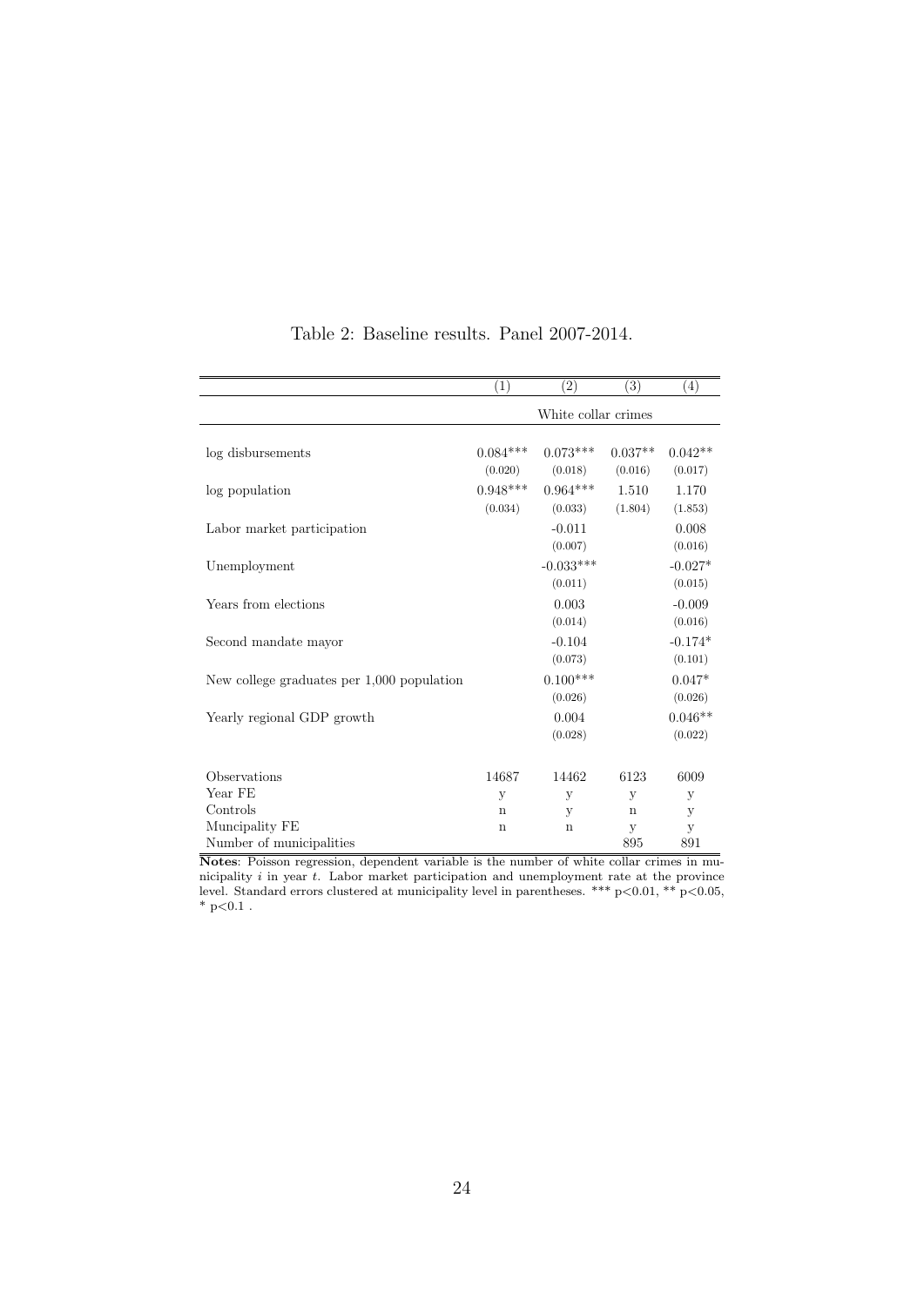Table 2: Baseline results. Panel 2007-2014.

| | (1) | (2) | (3) | (4) |
|---|---|---|---|---|
| | White collar crimes | | | |
| log disbursements | 0.084*** | 0.073*** | 0.037** | 0.042** |
| | (0.020) | (0.018) | (0.016) | (0.017) |
| log population | 0.948*** | 0.964*** | 1.510 | 1.170 |
| | (0.034) | (0.033) | (1.804) | (1.853) |
| Labor market participation | | -0.011 | | 0.008 |
| | | (0.007) | | (0.016) |
| Unemployment | | -0.033*** | | -0.027* |
| | | (0.011) | | (0.015) |
| Years from elections | | 0.003 | | -0.009 |
| | | (0.014) | | (0.016) |
| Second mandate mayor | | -0.104 | | -0.174* |
| | | (0.073) | | (0.101) |
| New college graduates per 1,000 population | | 0.100*** | | 0.047* |
| | | (0.026) | | (0.026) |
| Yearly regional GDP growth | | 0.004 | | 0.046** |
| | | (0.028) | | (0.022) |
| Observations | 14687 | 14462 | 6123 | 6009 |
| Year FE | y | y | y | y |
| Controls | n | y | n | y |
| Muncipality FE | n | n | y | y |
| Number of municipalities | | | 895 | 891 |

**Notes**: Poisson regression, dependent variable is the number of white collar crimes in municipality $i$ in year $t$. Labor market participation and unemployment rate at the province level. Standard errors clustered at municipality level in parentheses. *** $p<0.01$, ** $p<0.05$, * $p<0.1$ .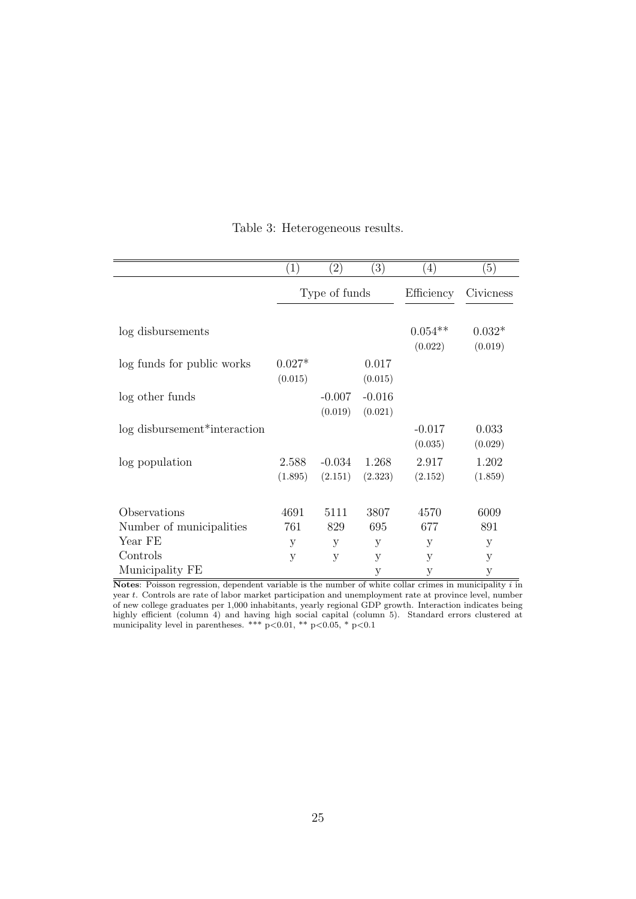Table 3: Heterogeneous results.

| | (1) | (2) | (3) | (4) | (5) |
|---|---|---|---|---|---|
| | Type of funds | | | Efficiency | Civicness |
| log disbursements | | | | 0.054** | 0.032* |
| | | | | (0.022) | (0.019) |
| log funds for public works | 0.027* | | 0.017 | | |
| | (0.015) | | (0.015) | | |
| log other funds | | -0.007 | -0.016 | | |
| | | (0.019) | (0.021) | | |
| log disbursement*interaction | | | | -0.017 | 0.033 |
| | | | | (0.035) | (0.029) |
| log population | 2.588 | -0.034 | 1.268 | 2.917 | 1.202 |
| | (1.895) | (2.151) | (2.323) | (2.152) | (1.859) |
| Observations | 4691 | 5111 | 3807 | 4570 | 6009 |
| Number of municipalities | 761 | 829 | 695 | 677 | 891 |
| Year FE | y | y | y | y | y |
| Controls | y | y | y | y | y |
| Municipality FE | | | y | y | y |

**Notes**: Poisson regression, dependent variable is the number of white collar crimes in municipality $i$ in year $t$. Controls are rate of labor market participation and unemployment rate at province level, number of new college graduates per 1,000 inhabitants, yearly regional GDP growth. Interaction indicates being highly efficient (column 4) and having high social capital (column 5). Standard errors clustered at municipality level in parentheses. *** p<0.01, ** p<0.05, * p<0.1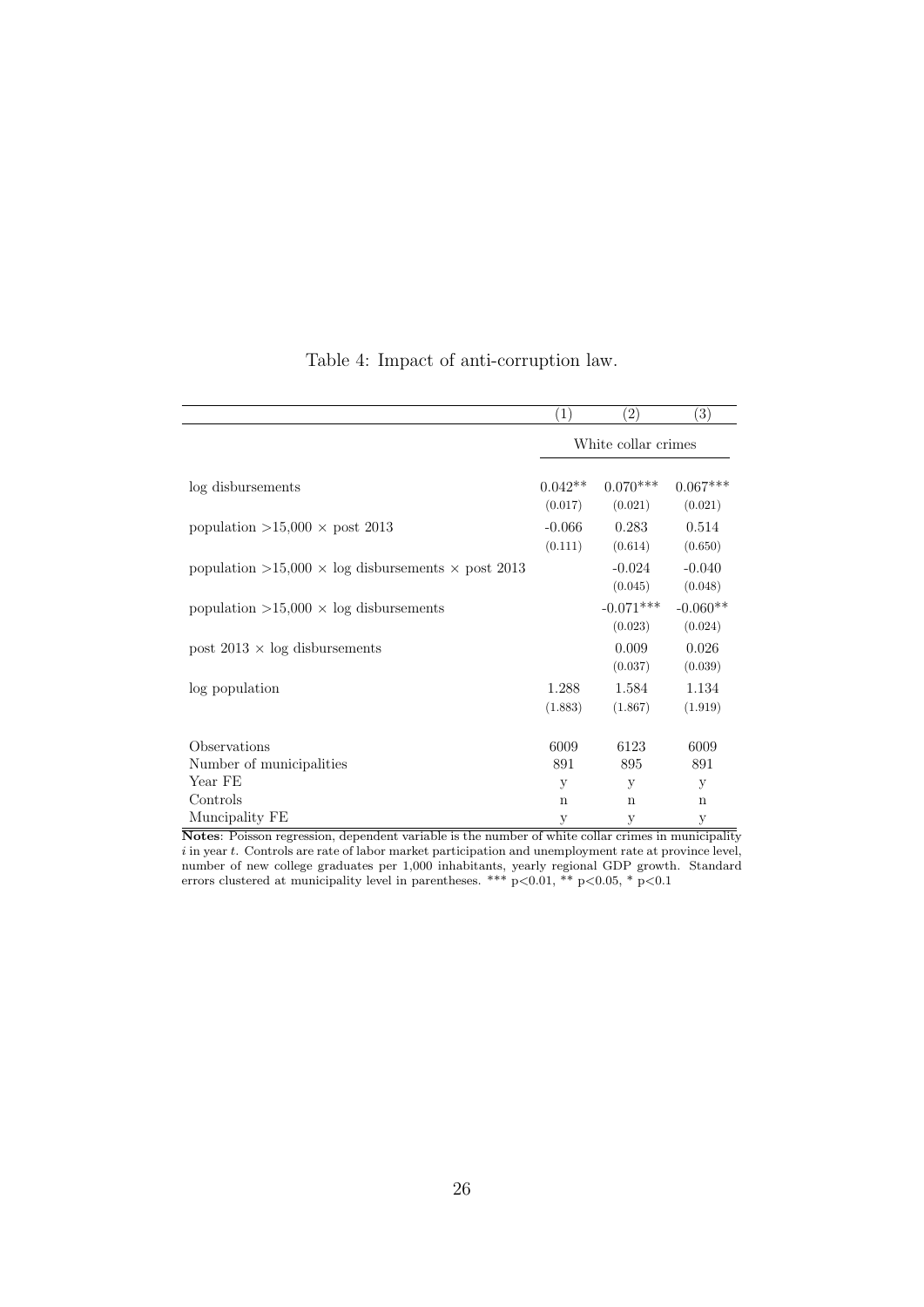Table 4: Impact of anti-corruption law.

| | (1) | (2) | (3) |
|---|---|---|---|
| | White collar crimes | | |
| log disbursements | 0.042** | 0.070*** | 0.067*** |
| | (0.017) | (0.021) | (0.021) |
| population >15,000 × post 2013 | -0.066 | 0.283 | 0.514 |
| | (0.111) | (0.614) | (0.650) |
| population >15,000 × log disbursements × post 2013 | | -0.024 | -0.040 |
| | | (0.045) | (0.048) |
| population >15,000 × log disbursements | | -0.071*** | -0.060** |
| | | (0.023) | (0.024) |
| post 2013 × log disbursements | | 0.009 | 0.026 |
| | | (0.037) | (0.039) |
| log population | 1.288 | 1.584 | 1.134 |
| | (1.883) | (1.867) | (1.919) |
| Observations | 6009 | 6123 | 6009 |
| Number of municipalities | 891 | 895 | 891 |
| Year FE | y | y | y |
| Controls | n | n | n |
| Muncipality FE | y | y | y |

**Notes**: Poisson regression, dependent variable is the number of white collar crimes in municipality $i$ in year $t$. Controls are rate of labor market participation and unemployment rate at province level, number of new college graduates per 1,000 inhabitants, yearly regional GDP growth. Standard errors clustered at municipality level in parentheses. *** $p<0.01$, ** $p<0.05$, * $p<0.1$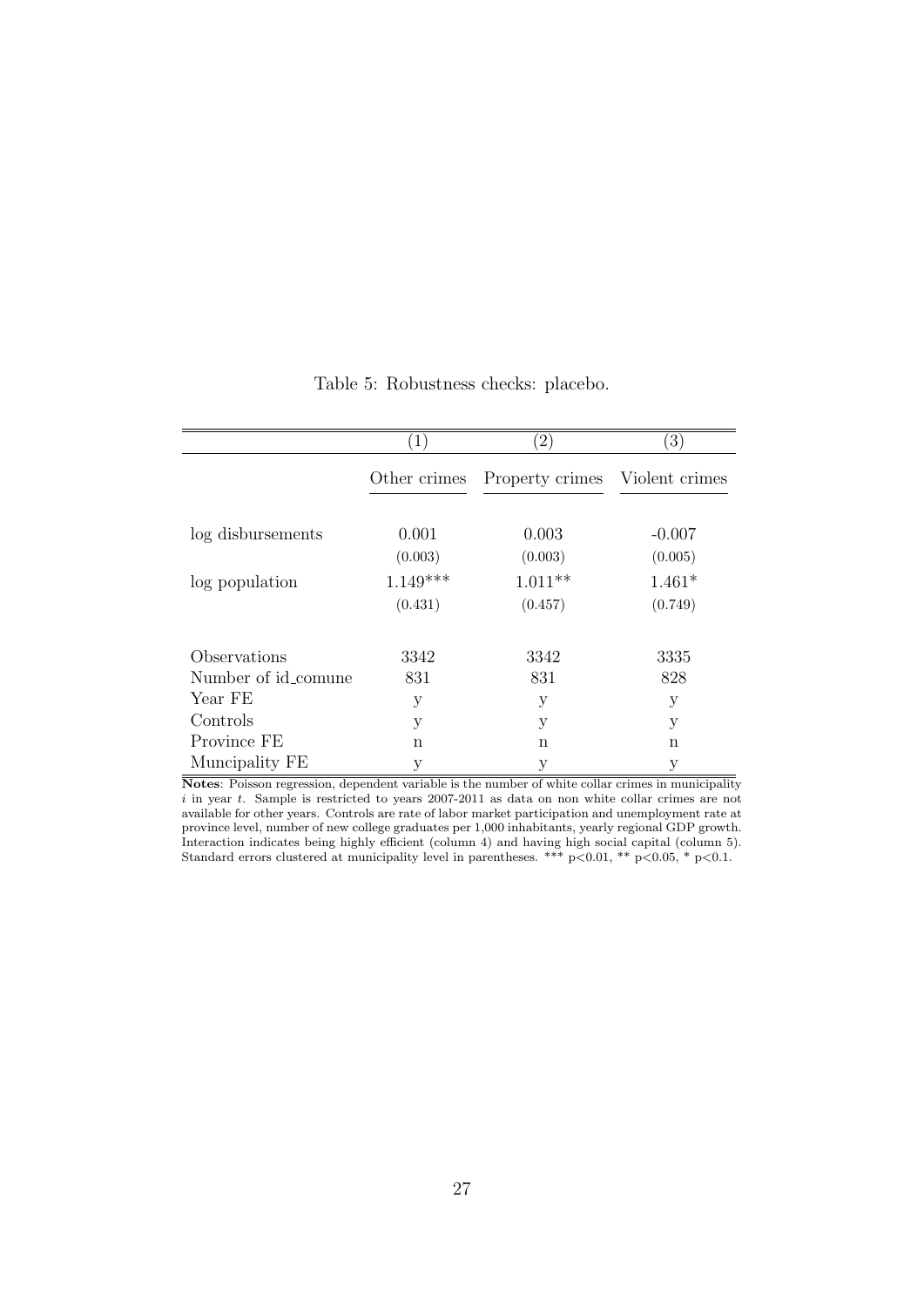Table 5: Robustness checks: placebo.

| | (1) | (2) | (3) |
|---|---|---|---|
| | Other crimes | Property crimes | Violent crimes |
| log disbursements | 0.001 | 0.003 | -0.007 |
| | (0.003) | (0.003) | (0.005) |
| log population | 1.149*** | 1.011** | 1.461* |
| | (0.431) | (0.457) | (0.749) |
| Observations | 3342 | 3342 | 3335 |
| Number of id_comune | 831 | 831 | 828 |
| Year FE | y | y | y |
| Controls | y | y | y |
| Province FE | n | n | n |
| Muncipality FE | y | y | y |

**Notes**: Poisson regression, dependent variable is the number of white collar crimes in municipality $i$ in year $t$. Sample is restricted to years 2007-2011 as data on non white collar crimes are not available for other years. Controls are rate of labor market participation and unemployment rate at province level, number of new college graduates per 1,000 inhabitants, yearly regional GDP growth. Interaction indicates being highly efficient (column 4) and having high social capital (column 5). Standard errors clustered at municipality level in parentheses. *** $p<0.01$, ** $p<0.05$, * $p<0.1$.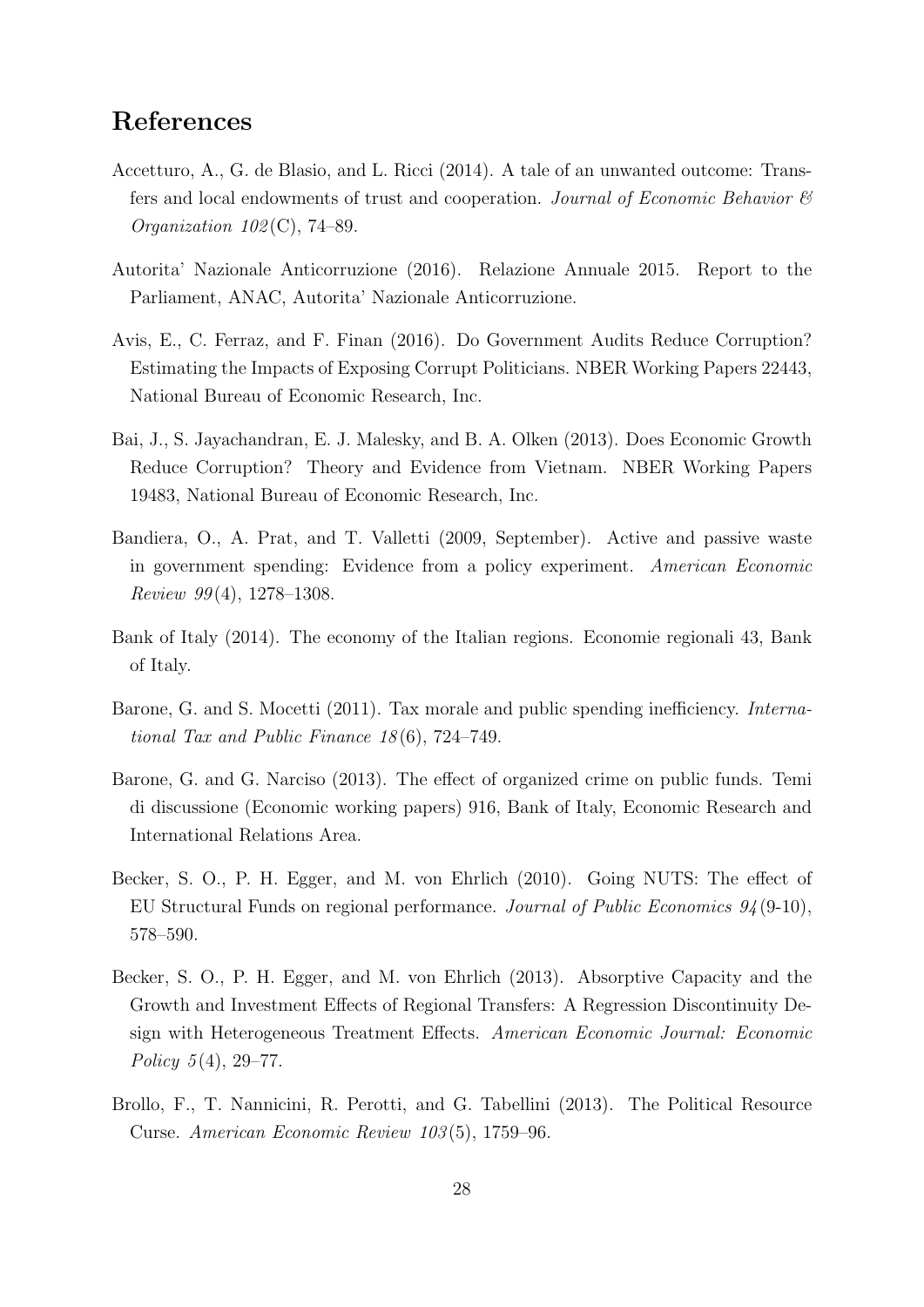# References

Accetturo, A., G. de Blasio, and L. Ricci (2014). A tale of an unwanted outcome: Transfers and local endowments of trust and cooperation. *Journal of Economic Behavior & Organization 102*(C), 74–89.

Autorita' Nazionale Anticorruzione (2016). Relazione Annuale 2015. Report to the Parliament, ANAC, Autorita' Nazionale Anticorruzione.

Avis, E., C. Ferraz, and F. Finan (2016). Do Government Audits Reduce Corruption? Estimating the Impacts of Exposing Corrupt Politicians. NBER Working Papers 22443, National Bureau of Economic Research, Inc.

Bai, J., S. Jayachandran, E. J. Malesky, and B. A. Olken (2013). Does Economic Growth Reduce Corruption? Theory and Evidence from Vietnam. NBER Working Papers 19483, National Bureau of Economic Research, Inc.

Bandiera, O., A. Prat, and T. Valletti (2009, September). Active and passive waste in government spending: Evidence from a policy experiment. *American Economic Review 99*(4), 1278–1308.

Bank of Italy (2014). The economy of the Italian regions. Economie regionali 43, Bank of Italy.

Barone, G. and S. Mocetti (2011). Tax morale and public spending inefficiency. *International Tax and Public Finance 18*(6), 724–749.

Barone, G. and G. Narciso (2013). The effect of organized crime on public funds. Temi di discussione (Economic working papers) 916, Bank of Italy, Economic Research and International Relations Area.

Becker, S. O., P. H. Egger, and M. von Ehrlich (2010). Going NUTS: The effect of EU Structural Funds on regional performance. *Journal of Public Economics 94*(9-10), 578–590.

Becker, S. O., P. H. Egger, and M. von Ehrlich (2013). Absorptive Capacity and the Growth and Investment Effects of Regional Transfers: A Regression Discontinuity Design with Heterogeneous Treatment Effects. *American Economic Journal: Economic Policy 5*(4), 29–77.

Brollo, F., T. Nannicini, R. Perotti, and G. Tabellini (2013). The Political Resource Curse. *American Economic Review 103*(5), 1759–96.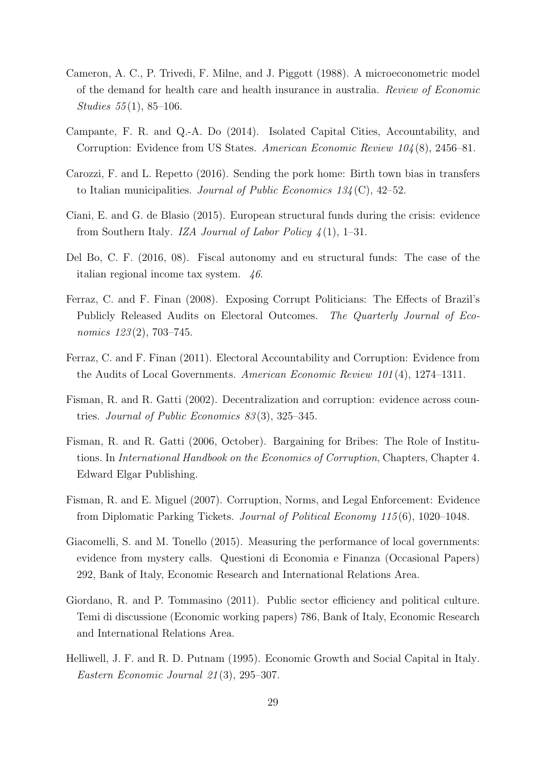Cameron, A. C., P. Trivedi, F. Milne, and J. Piggott (1988). A microeconometric model of the demand for health care and health insurance in australia. *Review of Economic Studies 55*(1), 85–106.

Campante, F. R. and Q.-A. Do (2014). Isolated Capital Cities, Accountability, and Corruption: Evidence from US States. *American Economic Review 104*(8), 2456–81.

Carozzi, F. and L. Repetto (2016). Sending the pork home: Birth town bias in transfers to Italian municipalities. *Journal of Public Economics 134*(C), 42–52.

Ciani, E. and G. de Blasio (2015). European structural funds during the crisis: evidence from Southern Italy. *IZA Journal of Labor Policy 4*(1), 1–31.

Del Bo, C. F. (2016, 08). Fiscal autonomy and eu structural funds: The case of the italian regional income tax system. *46*.

Ferraz, C. and F. Finan (2008). Exposing Corrupt Politicians: The Effects of Brazil's Publicly Released Audits on Electoral Outcomes. *The Quarterly Journal of Economics 123*(2), 703–745.

Ferraz, C. and F. Finan (2011). Electoral Accountability and Corruption: Evidence from the Audits of Local Governments. *American Economic Review 101*(4), 1274–1311.

Fisman, R. and R. Gatti (2002). Decentralization and corruption: evidence across countries. *Journal of Public Economics 83*(3), 325–345.

Fisman, R. and R. Gatti (2006, October). Bargaining for Bribes: The Role of Institutions. In *International Handbook on the Economics of Corruption*, Chapters, Chapter 4. Edward Elgar Publishing.

Fisman, R. and E. Miguel (2007). Corruption, Norms, and Legal Enforcement: Evidence from Diplomatic Parking Tickets. *Journal of Political Economy 115*(6), 1020–1048.

Giacomelli, S. and M. Tonello (2015). Measuring the performance of local governments: evidence from mystery calls. Questioni di Economia e Finanza (Occasional Papers) 292, Bank of Italy, Economic Research and International Relations Area.

Giordano, R. and P. Tommasino (2011). Public sector efficiency and political culture. Temi di discussione (Economic working papers) 786, Bank of Italy, Economic Research and International Relations Area.

Helliwell, J. F. and R. D. Putnam (1995). Economic Growth and Social Capital in Italy. *Eastern Economic Journal 21*(3), 295–307.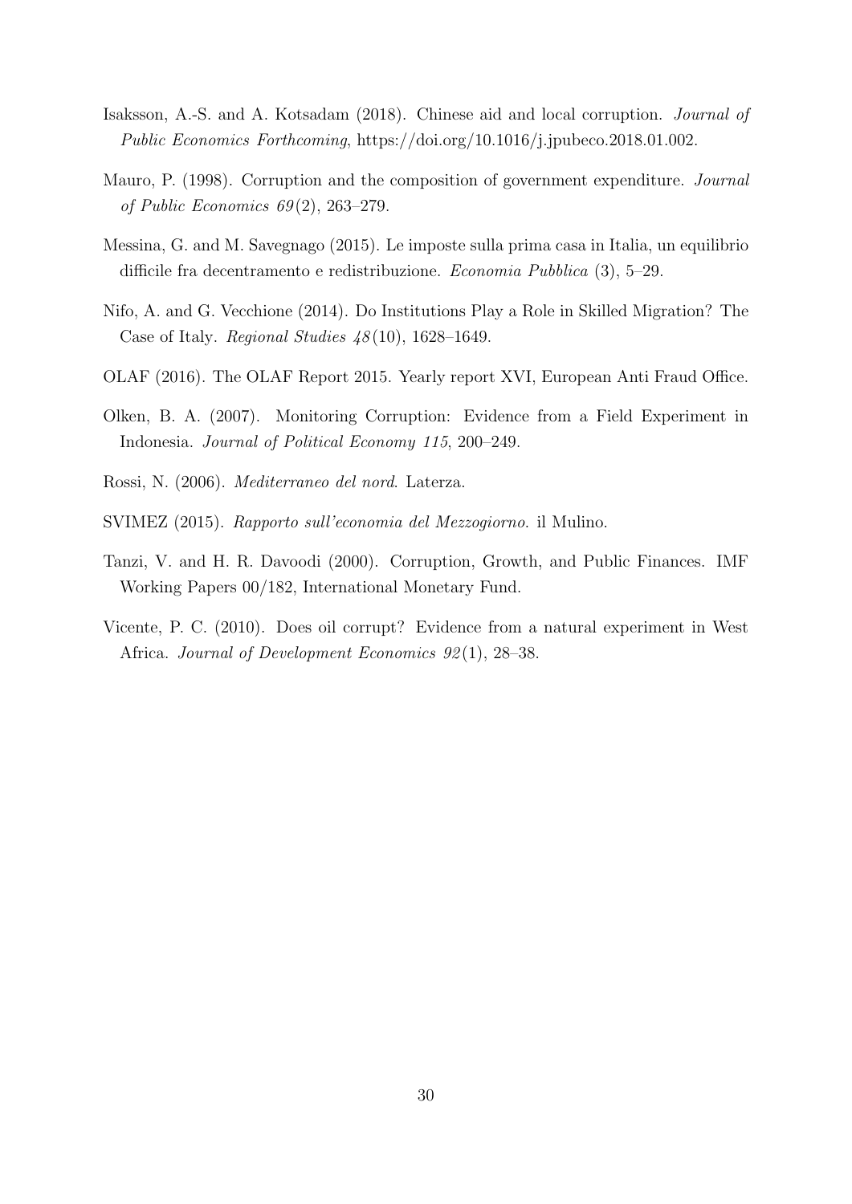Isaksson, A.-S. and A. Kotsadam (2018). Chinese aid and local corruption. *Journal of Public Economics Forthcoming*, https://doi.org/10.1016/j.jpubeco.2018.01.002.

Mauro, P. (1998). Corruption and the composition of government expenditure. *Journal of Public Economics 69*(2), 263–279.

Messina, G. and M. Savegnago (2015). Le imposte sulla prima casa in Italia, un equilibrio difficile fra decentramento e redistribuzione. *Economia Pubblica* (3), 5–29.

Nifo, A. and G. Vecchione (2014). Do Institutions Play a Role in Skilled Migration? The Case of Italy. *Regional Studies 48*(10), 1628–1649.

OLAF (2016). The OLAF Report 2015. Yearly report XVI, European Anti Fraud Office.

Olken, B. A. (2007). Monitoring Corruption: Evidence from a Field Experiment in Indonesia. *Journal of Political Economy 115*, 200–249.

Rossi, N. (2006). *Mediterraneo del nord*. Laterza.

SVIMEZ (2015). *Rapporto sull'economia del Mezzogiorno*. il Mulino.

Tanzi, V. and H. R. Davoodi (2000). Corruption, Growth, and Public Finances. IMF Working Papers 00/182, International Monetary Fund.

Vicente, P. C. (2010). Does oil corrupt? Evidence from a natural experiment in West Africa. *Journal of Development Economics 92*(1), 28–38.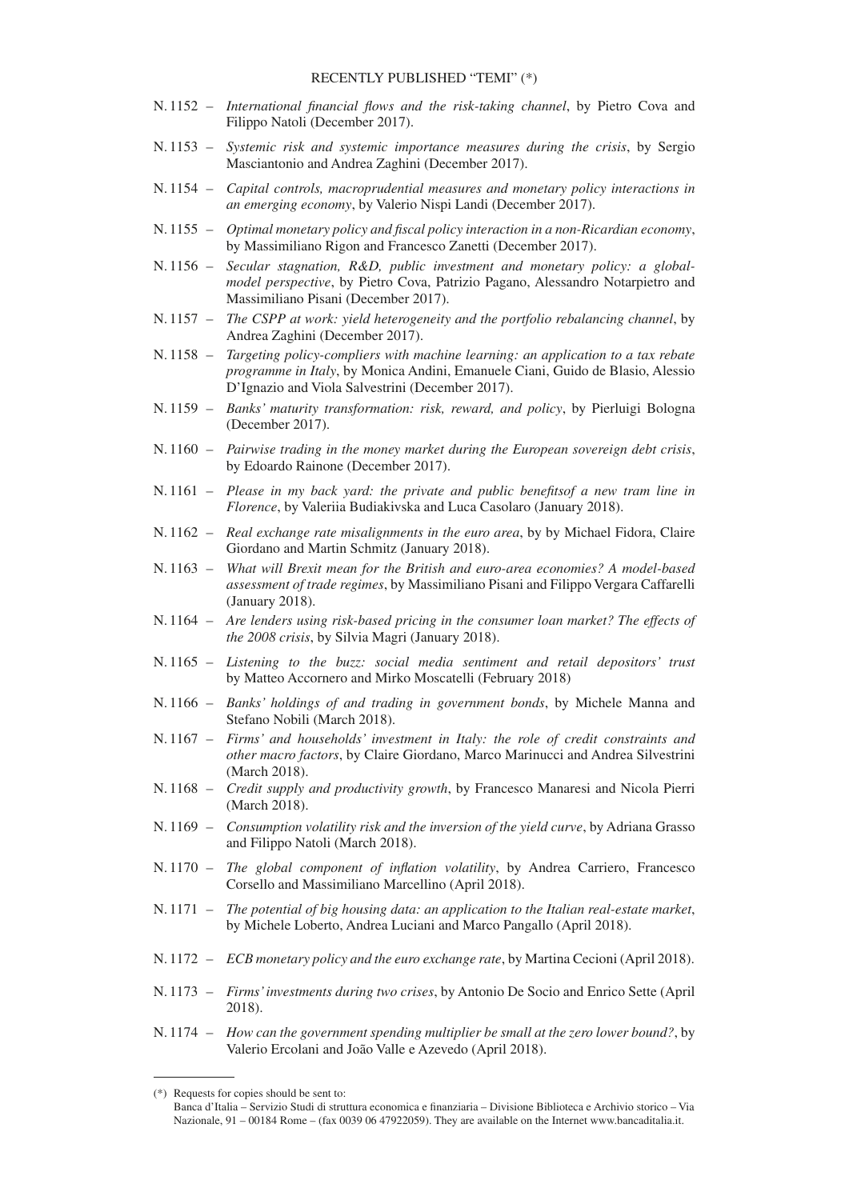# RECENTLY PUBLISHED "TEMI" (*)

N. 1152 – *International financial flows and the risk-taking channel*, by Pietro Cova and Filippo Natoli (December 2017).

N. 1153 – *Systemic risk and systemic importance measures during the crisis*, by Sergio Masciantonio and Andrea Zaghini (December 2017).

N. 1154 – *Capital controls, macroprudential measures and monetary policy interactions in an emerging economy*, by Valerio Nispi Landi (December 2017).

N. 1155 – *Optimal monetary policy and fiscal policy interaction in a non-Ricardian economy*, by Massimiliano Rigon and Francesco Zanetti (December 2017).

N. 1156 – *Secular stagnation, R&D, public investment and monetary policy: a global-model perspective*, by Pietro Cova, Patrizio Pagano, Alessandro Notarpietro and Massimiliano Pisani (December 2017).

N. 1157 – *The CSPP at work: yield heterogeneity and the portfolio rebalancing channel*, by Andrea Zaghini (December 2017).

N. 1158 – *Targeting policy-compliers with machine learning: an application to a tax rebate programme in Italy*, by Monica Andini, Emanuele Ciani, Guido de Blasio, Alessio D'Ignazio and Viola Salvestrini (December 2017).

N. 1159 – *Banks' maturity transformation: risk, reward, and policy*, by Pierluigi Bologna (December 2017).

N. 1160 – *Pairwise trading in the money market during the European sovereign debt crisis*, by Edoardo Rainone (December 2017).

N. 1161 – *Please in my back yard: the private and public benefitsof a new tram line in Florence*, by Valeriia Budiakivska and Luca Casolaro (January 2018).

N. 1162 – *Real exchange rate misalignments in the euro area*, by by Michael Fidora, Claire Giordano and Martin Schmitz (January 2018).

N. 1163 – *What will Brexit mean for the British and euro-area economies? A model-based assessment of trade regimes*, by Massimiliano Pisani and Filippo Vergara Caffarelli (January 2018).

N. 1164 – *Are lenders using risk-based pricing in the consumer loan market? The effects of the 2008 crisis*, by Silvia Magri (January 2018).

N. 1165 – *Listening to the buzz: social media sentiment and retail depositors' trust* by Matteo Accornero and Mirko Moscatelli (February 2018)

N. 1166 – *Banks' holdings of and trading in government bonds*, by Michele Manna and Stefano Nobili (March 2018).

N. 1167 – *Firms' and households' investment in Italy: the role of credit constraints and other macro factors*, by Claire Giordano, Marco Marinucci and Andrea Silvestrini (March 2018).

N. 1168 – *Credit supply and productivity growth*, by Francesco Manaresi and Nicola Pierri (March 2018).

N. 1169 – *Consumption volatility risk and the inversion of the yield curve*, by Adriana Grasso and Filippo Natoli (March 2018).

N. 1170 – *The global component of inflation volatility*, by Andrea Carriero, Francesco Corsello and Massimiliano Marcellino (April 2018).

N. 1171 – *The potential of big housing data: an application to the Italian real-estate market*, by Michele Loberto, Andrea Luciani and Marco Pangallo (April 2018).

N. 1172 – *ECB monetary policy and the euro exchange rate*, by Martina Cecioni (April 2018).

N. 1173 – *Firms' investments during two crises*, by Antonio De Socio and Enrico Sette (April 2018).

N. 1174 – *How can the government spending multiplier be small at the zero lower bound?*, by Valerio Ercolani and João Valle e Azevedo (April 2018).

---

(*) Requests for copies should be sent to:
Banca d'Italia – Servizio Studi di struttura economica e finanziaria – Divisione Biblioteca e Archivio storico – Via Nazionale, 91 – 00184 Rome – (fax 0039 06 47922059). They are available on the Internet www.bancaditalia.it.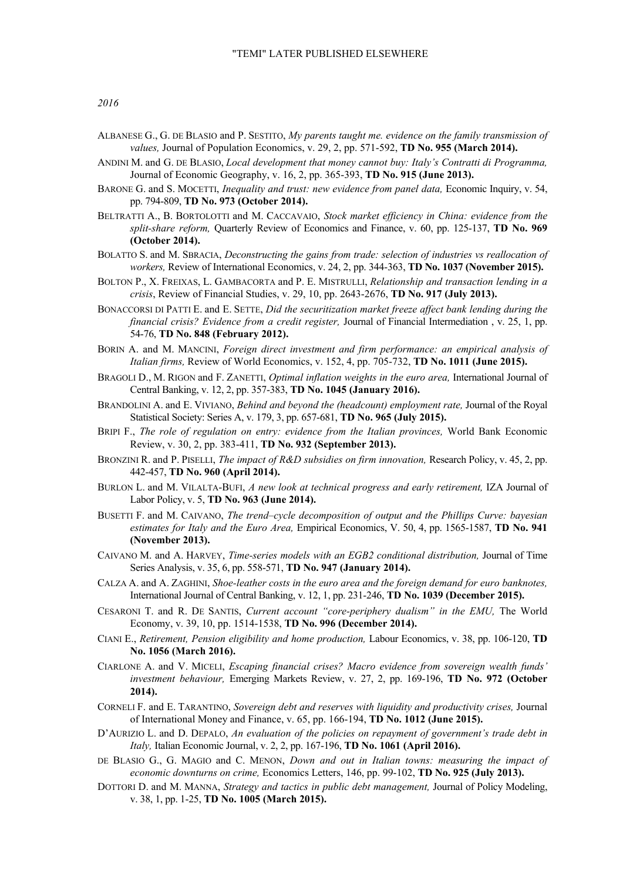# "TEMI" LATER PUBLISHED ELSEWHERE

*2016*

ALBANESE G., G. DE BLASIO and P. SESTITO, *My parents taught me. evidence on the family transmission of values,* Journal of Population Economics, v. 29, 2, pp. 571-592, **TD No. 955 (March 2014).**

ANDINI M. and G. DE BLASIO, *Local development that money cannot buy: Italy's Contratti di Programma,* Journal of Economic Geography, v. 16, 2, pp. 365-393, **TD No. 915 (June 2013).**

BARONE G. and S. MOCETTI, *Inequality and trust: new evidence from panel data,* Economic Inquiry, v. 54, pp. 794-809, **TD No. 973 (October 2014).**

BELTRATTI A., B. BORTOLOTTI and M. CACCAVAIO, *Stock market efficiency in China: evidence from the split-share reform,* Quarterly Review of Economics and Finance, v. 60, pp. 125-137, **TD No. 969 (October 2014).**

BOLATTO S. and M. SBRACIA, *Deconstructing the gains from trade: selection of industries vs reallocation of workers,* Review of International Economics, v. 24, 2, pp. 344-363, **TD No. 1037 (November 2015).**

BOLTON P., X. FREIXAS, L. GAMBACORTA and P. E. MISTRULLI, *Relationship and transaction lending in a crisis*, Review of Financial Studies, v. 29, 10, pp. 2643-2676, **TD No. 917 (July 2013).**

BONACCORSI DI PATTI E. and E. SETTE, *Did the securitization market freeze affect bank lending during the financial crisis? Evidence from a credit register,* Journal of Financial Intermediation , v. 25, 1, pp. 54-76, **TD No. 848 (February 2012).**

BORIN A. and M. MANCINI, *Foreign direct investment and firm performance: an empirical analysis of Italian firms,* Review of World Economics, v. 152, 4, pp. 705-732, **TD No. 1011 (June 2015).**

BRAGOLI D., M. RIGON and F. ZANETTI, *Optimal inflation weights in the euro area,* International Journal of Central Banking, v. 12, 2, pp. 357-383, **TD No. 1045 (January 2016).**

BRANDOLINI A. and E. VIVIANO, *Behind and beyond the (headcount) employment rate,* Journal of the Royal Statistical Society: Series A, v. 179, 3, pp. 657-681, **TD No. 965 (July 2015).**

BRIPI F., *The role of regulation on entry: evidence from the Italian provinces,* World Bank Economic Review, v. 30, 2, pp. 383-411, **TD No. 932 (September 2013).**

BRONZINI R. and P. PISELLI, *The impact of R&D subsidies on firm innovation,* Research Policy, v. 45, 2, pp. 442-457, **TD No. 960 (April 2014).**

BURLON L. and M. VILALTA-BUFI, *A new look at technical progress and early retirement,* IZA Journal of Labor Policy, v. 5, **TD No. 963 (June 2014).**

BUSETTI F. and M. CAIVANO, *The trend–cycle decomposition of output and the Phillips Curve: bayesian estimates for Italy and the Euro Area,* Empirical Economics, V. 50, 4, pp. 1565-1587, **TD No. 941 (November 2013).**

CAIVANO M. and A. HARVEY, *Time-series models with an EGB2 conditional distribution,* Journal of Time Series Analysis, v. 35, 6, pp. 558-571, **TD No. 947 (January 2014).**

CALZA A. and A. ZAGHINI, *Shoe-leather costs in the euro area and the foreign demand for euro banknotes,* International Journal of Central Banking, v. 12, 1, pp. 231-246, **TD No. 1039 (December 2015).**

CESARONI T. and R. DE SANTIS, *Current account "core-periphery dualism" in the EMU,* The World Economy, v. 39, 10, pp. 1514-1538, **TD No. 996 (December 2014).**

CIANI E., *Retirement, Pension eligibility and home production,* Labour Economics, v. 38, pp. 106-120, **TD No. 1056 (March 2016).**

CIARLONE A. and V. MICELI, *Escaping financial crises? Macro evidence from sovereign wealth funds' investment behaviour,* Emerging Markets Review, v. 27, 2, pp. 169-196, **TD No. 972 (October 2014).**

CORNELI F. and E. TARANTINO, *Sovereign debt and reserves with liquidity and productivity crises,* Journal of International Money and Finance, v. 65, pp. 166-194, **TD No. 1012 (June 2015).**

D'AURIZIO L. and D. DEPALO, *An evaluation of the policies on repayment of government's trade debt in Italy,* Italian Economic Journal, v. 2, 2, pp. 167-196, **TD No. 1061 (April 2016).**

DE BLASIO G., G. MAGIO and C. MENON, *Down and out in Italian towns: measuring the impact of economic downturns on crime,* Economics Letters, 146, pp. 99-102, **TD No. 925 (July 2013).**

DOTTORI D. and M. MANNA, *Strategy and tactics in public debt management,* Journal of Policy Modeling, v. 38, 1, pp. 1-25, **TD No. 1005 (March 2015).**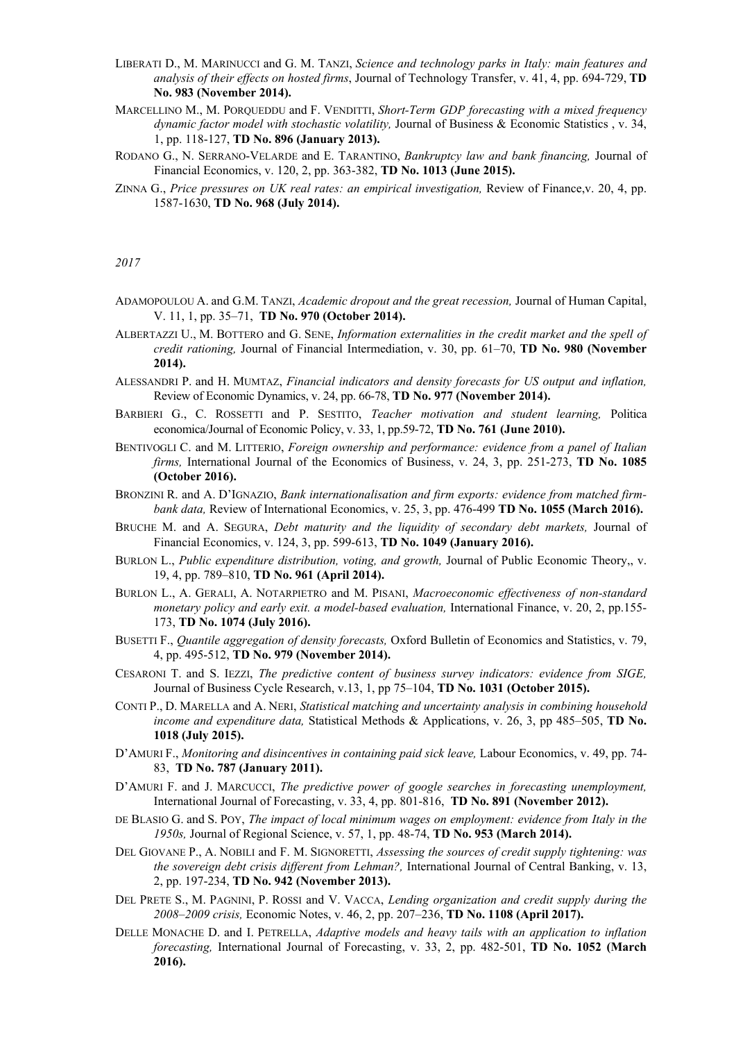LIBERATI D., M. MARINUCCI and G. M. TANZI, *Science and technology parks in Italy: main features and analysis of their effects on hosted firms*, Journal of Technology Transfer, v. 41, 4, pp. 694-729, **TD No. 983 (November 2014).**

MARCELLINO M., M. PORQUEDDU and F. VENDITTI, *Short-Term GDP forecasting with a mixed frequency dynamic factor model with stochastic volatility,* Journal of Business & Economic Statistics , v. 34, 1, pp. 118-127, **TD No. 896 (January 2013).**

RODANO G., N. SERRANO-VELARDE and E. TARANTINO, *Bankruptcy law and bank financing,* Journal of Financial Economics, v. 120, 2, pp. 363-382, **TD No. 1013 (June 2015).**

ZINNA G., *Price pressures on UK real rates: an empirical investigation,* Review of Finance,v. 20, 4, pp. 1587-1630, **TD No. 968 (July 2014).**

*2017*

ADAMOPOULOU A. and G.M. TANZI, *Academic dropout and the great recession,* Journal of Human Capital, V. 11, 1, pp. 35–71, **TD No. 970 (October 2014).**

ALBERTAZZI U., M. BOTTERO and G. SENE, *Information externalities in the credit market and the spell of credit rationing,* Journal of Financial Intermediation, v. 30, pp. 61–70, **TD No. 980 (November 2014).**

ALESSANDRI P. and H. MUMTAZ, *Financial indicators and density forecasts for US output and inflation,* Review of Economic Dynamics, v. 24, pp. 66-78, **TD No. 977 (November 2014).**

BARBIERI G., C. ROSSETTI and P. SESTITO, *Teacher motivation and student learning,* Politica economica/Journal of Economic Policy, v. 33, 1, pp.59-72, **TD No. 761 (June 2010).**

BENTIVOGLI C. and M. LITTERIO, *Foreign ownership and performance: evidence from a panel of Italian firms,* International Journal of the Economics of Business, v. 24, 3, pp. 251-273, **TD No. 1085 (October 2016).**

BRONZINI R. and A. D'IGNAZIO, *Bank internationalisation and firm exports: evidence from matched firm-bank data,* Review of International Economics, v. 25, 3, pp. 476-499 **TD No. 1055 (March 2016).**

BRUCHE M. and A. SEGURA, *Debt maturity and the liquidity of secondary debt markets,* Journal of Financial Economics, v. 124, 3, pp. 599-613, **TD No. 1049 (January 2016).**

BURLON L., *Public expenditure distribution, voting, and growth,* Journal of Public Economic Theory,, v. 19, 4, pp. 789–810, **TD No. 961 (April 2014).**

BURLON L., A. GERALI, A. NOTARPIETRO and M. PISANI, *Macroeconomic effectiveness of non-standard monetary policy and early exit. a model-based evaluation,* International Finance, v. 20, 2, pp.155-173, **TD No. 1074 (July 2016).**

BUSETTI F., *Quantile aggregation of density forecasts,* Oxford Bulletin of Economics and Statistics, v. 79, 4, pp. 495-512, **TD No. 979 (November 2014).**

CESARONI T. and S. IEZZI, *The predictive content of business survey indicators: evidence from SIGE,* Journal of Business Cycle Research, v.13, 1, pp 75–104, **TD No. 1031 (October 2015).**

CONTI P., D. MARELLA and A. NERI, *Statistical matching and uncertainty analysis in combining household income and expenditure data,* Statistical Methods & Applications, v. 26, 3, pp 485–505, **TD No. 1018 (July 2015).**

D'AMURI F., *Monitoring and disincentives in containing paid sick leave,* Labour Economics, v. 49, pp. 74-83, **TD No. 787 (January 2011).**

D'AMURI F. and J. MARCUCCI, *The predictive power of google searches in forecasting unemployment,* International Journal of Forecasting, v. 33, 4, pp. 801-816, **TD No. 891 (November 2012).**

DE BLASIO G. and S. POY, *The impact of local minimum wages on employment: evidence from Italy in the 1950s,* Journal of Regional Science, v. 57, 1, pp. 48-74, **TD No. 953 (March 2014).**

DEL GIOVANE P., A. NOBILI and F. M. SIGNORETTI, *Assessing the sources of credit supply tightening: was the sovereign debt crisis different from Lehman?,* International Journal of Central Banking, v. 13, 2, pp. 197-234, **TD No. 942 (November 2013).**

DEL PRETE S., M. PAGNINI, P. ROSSI and V. VACCA, *Lending organization and credit supply during the 2008–2009 crisis,* Economic Notes, v. 46, 2, pp. 207–236, **TD No. 1108 (April 2017).**

DELLE MONACHE D. and I. PETRELLA, *Adaptive models and heavy tails with an application to inflation forecasting,* International Journal of Forecasting, v. 33, 2, pp. 482-501, **TD No. 1052 (March 2016).**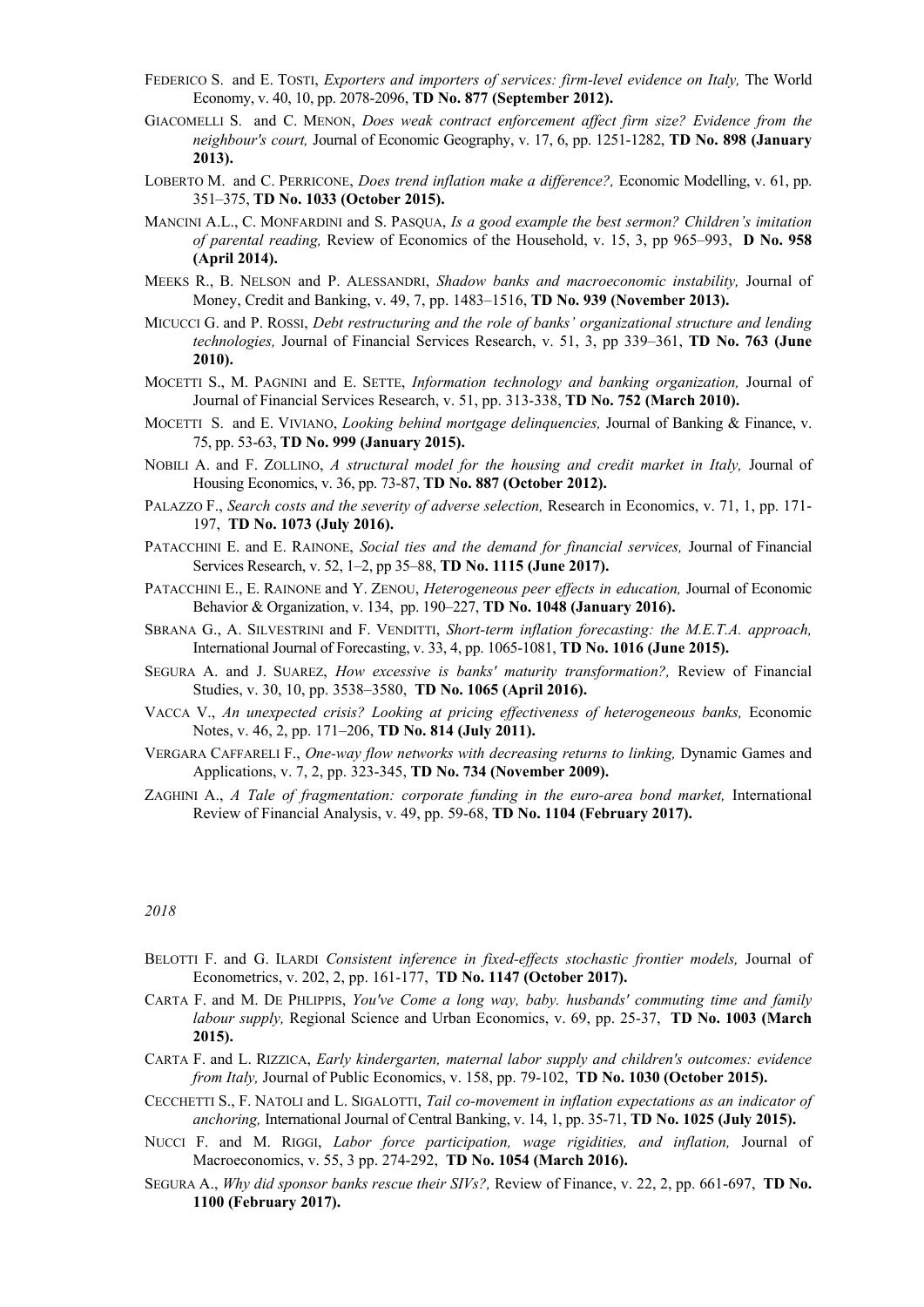FEDERICO S. and E. TOSTI, *Exporters and importers of services: firm-level evidence on Italy,* The World Economy, v. 40, 10, pp. 2078-2096, **TD No. 877 (September 2012).**

GIACOMELLI S. and C. MENON, *Does weak contract enforcement affect firm size? Evidence from the neighbour's court,* Journal of Economic Geography, v. 17, 6, pp. 1251-1282, **TD No. 898 (January 2013).**

LOBERTO M. and C. PERRICONE, *Does trend inflation make a difference?,* Economic Modelling, v. 61, pp. 351–375, **TD No. 1033 (October 2015).**

MANCINI A.L., C. MONFARDINI and S. PASQUA, *Is a good example the best sermon? Children's imitation of parental reading,* Review of Economics of the Household, v. 15, 3, pp 965–993, **D No. 958 (April 2014).**

MEEKS R., B. NELSON and P. ALESSANDRI, *Shadow banks and macroeconomic instability,* Journal of Money, Credit and Banking, v. 49, 7, pp. 1483–1516, **TD No. 939 (November 2013).**

MICUCCI G. and P. ROSSI, *Debt restructuring and the role of banks' organizational structure and lending technologies,* Journal of Financial Services Research, v. 51, 3, pp 339–361, **TD No. 763 (June 2010).**

MOCETTI S., M. PAGNINI and E. SETTE, *Information technology and banking organization,* Journal of Journal of Financial Services Research, v. 51, pp. 313-338, **TD No. 752 (March 2010).**

MOCETTI S. and E. VIVIANO, *Looking behind mortgage delinquencies,* Journal of Banking & Finance, v. 75, pp. 53-63, **TD No. 999 (January 2015).**

NOBILI A. and F. ZOLLINO, *A structural model for the housing and credit market in Italy,* Journal of Housing Economics, v. 36, pp. 73-87, **TD No. 887 (October 2012).**

PALAZZO F., *Search costs and the severity of adverse selection,* Research in Economics, v. 71, 1, pp. 171-197, **TD No. 1073 (July 2016).**

PATACCHINI E. and E. RAINONE, *Social ties and the demand for financial services,* Journal of Financial Services Research, v. 52, 1–2, pp 35–88, **TD No. 1115 (June 2017).**

PATACCHINI E., E. RAINONE and Y. ZENOU, *Heterogeneous peer effects in education,* Journal of Economic Behavior & Organization, v. 134, pp. 190–227, **TD No. 1048 (January 2016).**

SBRANA G., A. SILVESTRINI and F. VENDITTI, *Short-term inflation forecasting: the M.E.T.A. approach,* International Journal of Forecasting, v. 33, 4, pp. 1065-1081, **TD No. 1016 (June 2015).**

SEGURA A. and J. SUAREZ, *How excessive is banks' maturity transformation?,* Review of Financial Studies, v. 30, 10, pp. 3538–3580, **TD No. 1065 (April 2016).**

VACCA V., *An unexpected crisis? Looking at pricing effectiveness of heterogeneous banks,* Economic Notes, v. 46, 2, pp. 171–206, **TD No. 814 (July 2011).**

VERGARA CAFFARELI F., *One-way flow networks with decreasing returns to linking,* Dynamic Games and Applications, v. 7, 2, pp. 323-345, **TD No. 734 (November 2009).**

ZAGHINI A., *A Tale of fragmentation: corporate funding in the euro-area bond market,* International Review of Financial Analysis, v. 49, pp. 59-68, **TD No. 1104 (February 2017).**

*2018*

BELOTTI F. and G. ILARDI *Consistent inference in fixed-effects stochastic frontier models,* Journal of Econometrics, v. 202, 2, pp. 161-177, **TD No. 1147 (October 2017).**

CARTA F. and M. DE PHLIPPIS, *You've Come a long way, baby. husbands' commuting time and family labour supply,* Regional Science and Urban Economics, v. 69, pp. 25-37, **TD No. 1003 (March 2015).**

CARTA F. and L. RIZZICA, *Early kindergarten, maternal labor supply and children's outcomes: evidence from Italy,* Journal of Public Economics, v. 158, pp. 79-102, **TD No. 1030 (October 2015).**

CECCHETTI S., F. NATOLI and L. SIGALOTTI, *Tail co-movement in inflation expectations as an indicator of anchoring,* International Journal of Central Banking, v. 14, 1, pp. 35-71, **TD No. 1025 (July 2015).**

NUCCI F. and M. RIGGI, *Labor force participation, wage rigidities, and inflation,* Journal of Macroeconomics, v. 55, 3 pp. 274-292, **TD No. 1054 (March 2016).**

SEGURA A., *Why did sponsor banks rescue their SIVs?,* Review of Finance, v. 22, 2, pp. 661-697, **TD No. 1100 (February 2017).**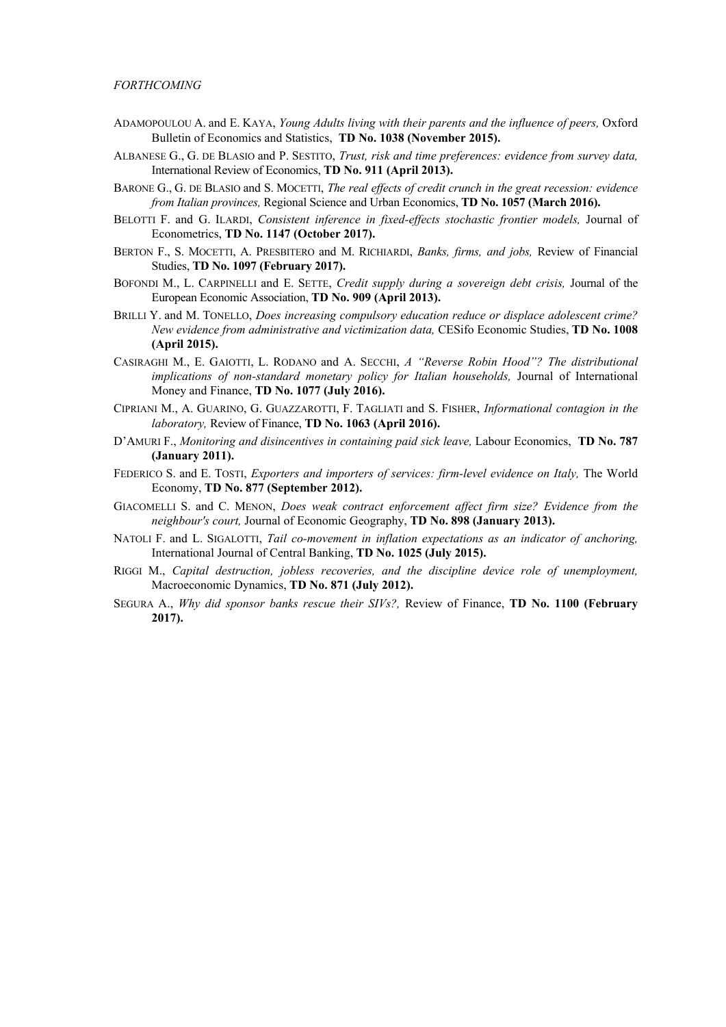*FORTHCOMING*

ADAMOPOULOU A. and E. KAYA, *Young Adults living with their parents and the influence of peers,* Oxford Bulletin of Economics and Statistics, **TD No. 1038 (November 2015).**

ALBANESE G., G. DE BLASIO and P. SESTITO, *Trust, risk and time preferences: evidence from survey data,* International Review of Economics, **TD No. 911 (April 2013).**

BARONE G., G. DE BLASIO and S. MOCETTI, *The real effects of credit crunch in the great recession: evidence from Italian provinces,* Regional Science and Urban Economics, **TD No. 1057 (March 2016).**

BELOTTI F. and G. ILARDI, *Consistent inference in fixed-effects stochastic frontier models,* Journal of Econometrics, **TD No. 1147 (October 2017).**

BERTON F., S. MOCETTI, A. PRESBITERO and M. RICHIARDI, *Banks, firms, and jobs,* Review of Financial Studies, **TD No. 1097 (February 2017).**

BOFONDI M., L. CARPINELLI and E. SETTE, *Credit supply during a sovereign debt crisis,* Journal of the European Economic Association, **TD No. 909 (April 2013).**

BRILLI Y. and M. TONELLO, *Does increasing compulsory education reduce or displace adolescent crime? New evidence from administrative and victimization data,* CESifo Economic Studies, **TD No. 1008 (April 2015).**

CASIRAGHI M., E. GAIOTTI, L. RODANO and A. SECCHI, *A "Reverse Robin Hood"? The distributional implications of non-standard monetary policy for Italian households,* Journal of International Money and Finance, **TD No. 1077 (July 2016).**

CIPRIANI M., A. GUARINO, G. GUAZZAROTTI, F. TAGLIATI and S. FISHER, *Informational contagion in the laboratory,* Review of Finance, **TD No. 1063 (April 2016).**

D'AMURI F., *Monitoring and disincentives in containing paid sick leave,* Labour Economics, **TD No. 787 (January 2011).**

FEDERICO S. and E. TOSTI, *Exporters and importers of services: firm-level evidence on Italy,* The World Economy, **TD No. 877 (September 2012).**

GIACOMELLI S. and C. MENON, *Does weak contract enforcement affect firm size? Evidence from the neighbour's court,* Journal of Economic Geography, **TD No. 898 (January 2013).**

NATOLI F. and L. SIGALOTTI, *Tail co-movement in inflation expectations as an indicator of anchoring,* International Journal of Central Banking, **TD No. 1025 (July 2015).**

RIGGI M., *Capital destruction, jobless recoveries, and the discipline device role of unemployment,* Macroeconomic Dynamics, **TD No. 871 (July 2012).**

SEGURA A., *Why did sponsor banks rescue their SIVs?,* Review of Finance, **TD No. 1100 (February 2017).**